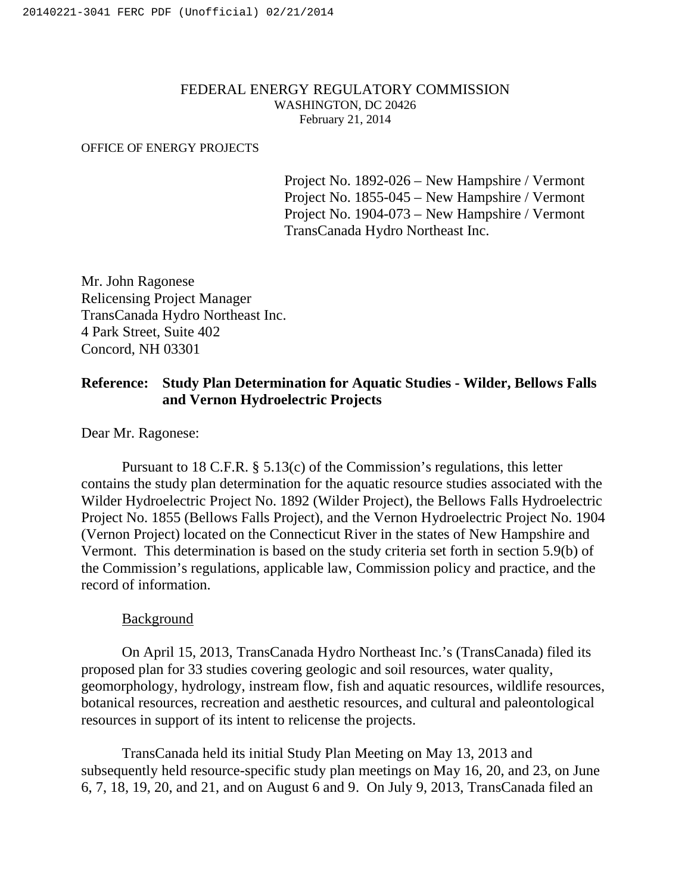FEDERAL ENERGY REGULATORY COMMISSION
WASHINGTON, DC 20426
February 21, 2014

OFFICE OF ENERGY PROJECTS

Project No. 1892-026 – New Hampshire / Vermont
Project No. 1855-045 – New Hampshire / Vermont
Project No. 1904-073 – New Hampshire / Vermont
TransCanada Hydro Northeast Inc.

Mr. John Ragonese
Relicensing Project Manager
TransCanada Hydro Northeast Inc.
4 Park Street, Suite 402
Concord, NH 03301

**Reference: Study Plan Determination for Aquatic Studies - Wilder, Bellows Falls and Vernon Hydroelectric Projects**

Dear Mr. Ragonese:

Pursuant to 18 C.F.R. § 5.13(c) of the Commission's regulations, this letter contains the study plan determination for the aquatic resource studies associated with the Wilder Hydroelectric Project No. 1892 (Wilder Project), the Bellows Falls Hydroelectric Project No. 1855 (Bellows Falls Project), and the Vernon Hydroelectric Project No. 1904 (Vernon Project) located on the Connecticut River in the states of New Hampshire and Vermont. This determination is based on the study criteria set forth in section 5.9(b) of the Commission's regulations, applicable law, Commission policy and practice, and the record of information.

## Background

On April 15, 2013, TransCanada Hydro Northeast Inc.'s (TransCanada) filed its proposed plan for 33 studies covering geologic and soil resources, water quality, geomorphology, hydrology, instream flow, fish and aquatic resources, wildlife resources, botanical resources, recreation and aesthetic resources, and cultural and paleontological resources in support of its intent to relicense the projects.

TransCanada held its initial Study Plan Meeting on May 13, 2013 and subsequently held resource-specific study plan meetings on May 16, 20, and 23, on June 6, 7, 18, 19, 20, and 21, and on August 6 and 9. On July 9, 2013, TransCanada filed an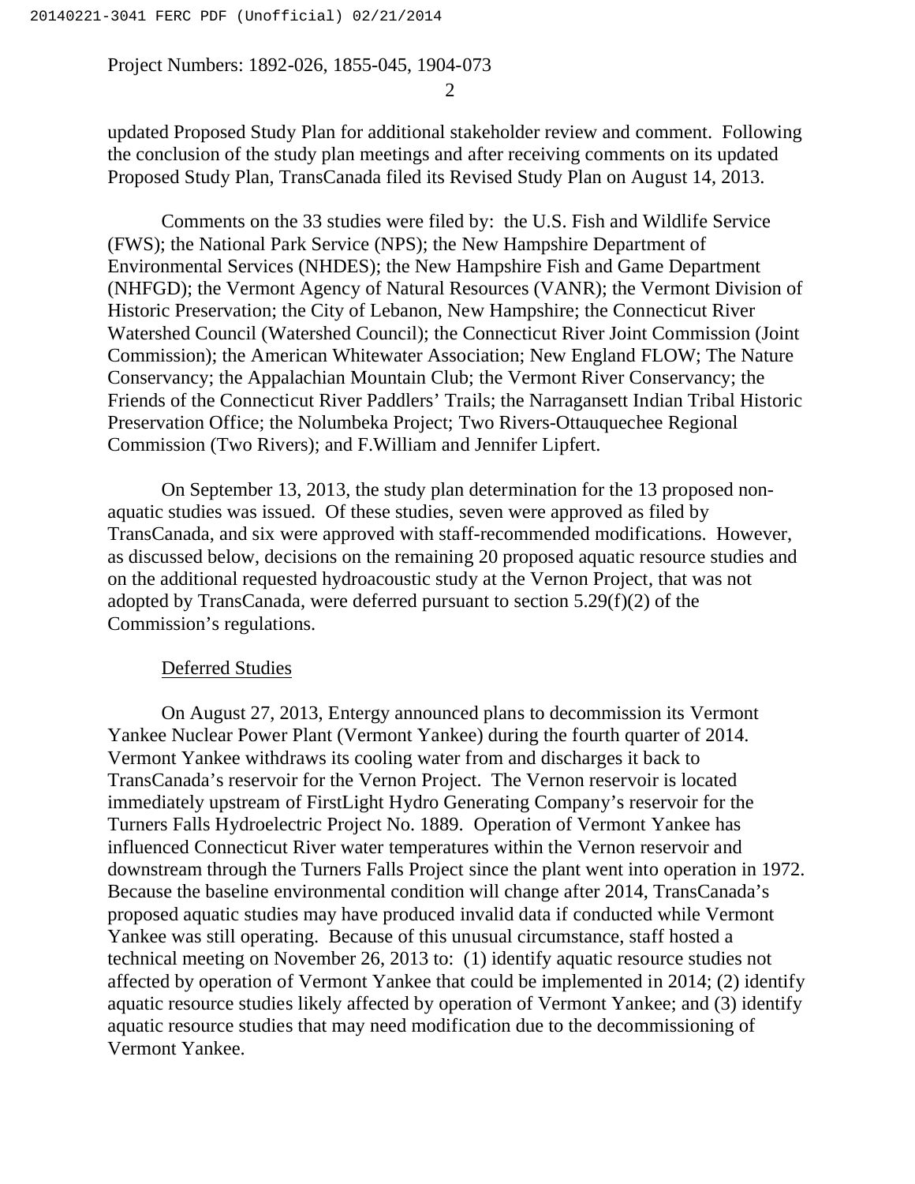updated Proposed Study Plan for additional stakeholder review and comment. Following the conclusion of the study plan meetings and after receiving comments on its updated Proposed Study Plan, TransCanada filed its Revised Study Plan on August 14, 2013.

Comments on the 33 studies were filed by: the U.S. Fish and Wildlife Service (FWS); the National Park Service (NPS); the New Hampshire Department of Environmental Services (NHDES); the New Hampshire Fish and Game Department (NHFGD); the Vermont Agency of Natural Resources (VANR); the Vermont Division of Historic Preservation; the City of Lebanon, New Hampshire; the Connecticut River Watershed Council (Watershed Council); the Connecticut River Joint Commission (Joint Commission); the American Whitewater Association; New England FLOW; The Nature Conservancy; the Appalachian Mountain Club; the Vermont River Conservancy; the Friends of the Connecticut River Paddlers' Trails; the Narragansett Indian Tribal Historic Preservation Office; the Nolumbeka Project; Two Rivers-Ottauquechee Regional Commission (Two Rivers); and F.William and Jennifer Lipfert.

On September 13, 2013, the study plan determination for the 13 proposed non-aquatic studies was issued. Of these studies, seven were approved as filed by TransCanada, and six were approved with staff-recommended modifications. However, as discussed below, decisions on the remaining 20 proposed aquatic resource studies and on the additional requested hydroacoustic study at the Vernon Project, that was not adopted by TransCanada, were deferred pursuant to section 5.29(f)(2) of the Commission's regulations.

Deferred Studies

On August 27, 2013, Entergy announced plans to decommission its Vermont Yankee Nuclear Power Plant (Vermont Yankee) during the fourth quarter of 2014. Vermont Yankee withdraws its cooling water from and discharges it back to TransCanada's reservoir for the Vernon Project. The Vernon reservoir is located immediately upstream of FirstLight Hydro Generating Company's reservoir for the Turners Falls Hydroelectric Project No. 1889. Operation of Vermont Yankee has influenced Connecticut River water temperatures within the Vernon reservoir and downstream through the Turners Falls Project since the plant went into operation in 1972. Because the baseline environmental condition will change after 2014, TransCanada's proposed aquatic studies may have produced invalid data if conducted while Vermont Yankee was still operating. Because of this unusual circumstance, staff hosted a technical meeting on November 26, 2013 to: (1) identify aquatic resource studies not affected by operation of Vermont Yankee that could be implemented in 2014; (2) identify aquatic resource studies likely affected by operation of Vermont Yankee; and (3) identify aquatic resource studies that may need modification due to the decommissioning of Vermont Yankee.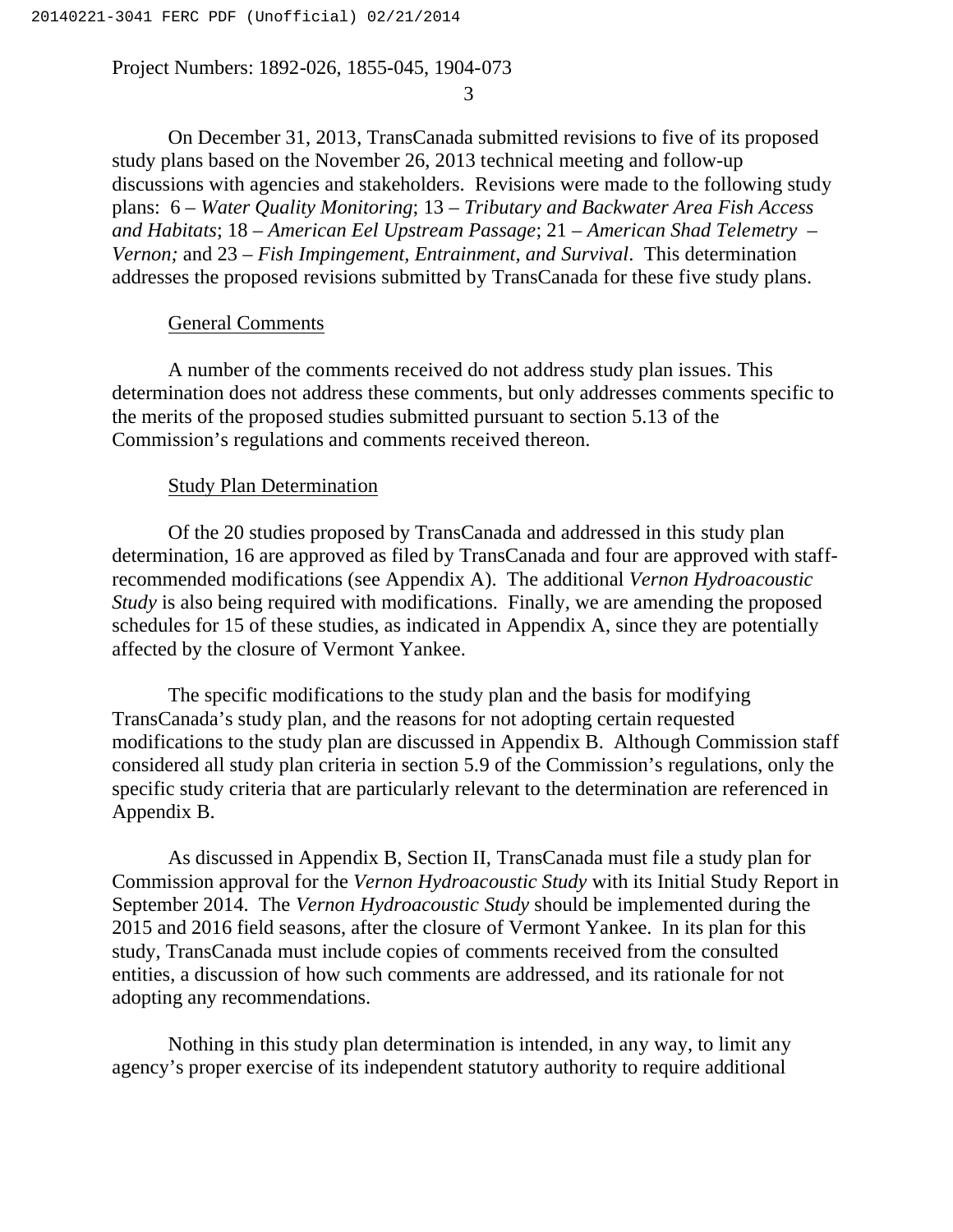On December 31, 2013, TransCanada submitted revisions to five of its proposed study plans based on the November 26, 2013 technical meeting and follow-up discussions with agencies and stakeholders. Revisions were made to the following study plans: 6 – *Water Quality Monitoring*; 13 – *Tributary and Backwater Area Fish Access and Habitats*; 18 – *American Eel Upstream Passage*; 21 – *American Shad Telemetry – Vernon;* and 23 – *Fish Impingement, Entrainment, and Survival*. This determination addresses the proposed revisions submitted by TransCanada for these five study plans.

General Comments

A number of the comments received do not address study plan issues. This determination does not address these comments, but only addresses comments specific to the merits of the proposed studies submitted pursuant to section 5.13 of the Commission's regulations and comments received thereon.

Study Plan Determination

Of the 20 studies proposed by TransCanada and addressed in this study plan determination, 16 are approved as filed by TransCanada and four are approved with staff-recommended modifications (see Appendix A). The additional *Vernon Hydroacoustic Study* is also being required with modifications. Finally, we are amending the proposed schedules for 15 of these studies, as indicated in Appendix A, since they are potentially affected by the closure of Vermont Yankee.

The specific modifications to the study plan and the basis for modifying TransCanada's study plan, and the reasons for not adopting certain requested modifications to the study plan are discussed in Appendix B. Although Commission staff considered all study plan criteria in section 5.9 of the Commission's regulations, only the specific study criteria that are particularly relevant to the determination are referenced in Appendix B.

As discussed in Appendix B, Section II, TransCanada must file a study plan for Commission approval for the *Vernon Hydroacoustic Study* with its Initial Study Report in September 2014. The *Vernon Hydroacoustic Study* should be implemented during the 2015 and 2016 field seasons, after the closure of Vermont Yankee. In its plan for this study, TransCanada must include copies of comments received from the consulted entities, a discussion of how such comments are addressed, and its rationale for not adopting any recommendations.

Nothing in this study plan determination is intended, in any way, to limit any agency's proper exercise of its independent statutory authority to require additional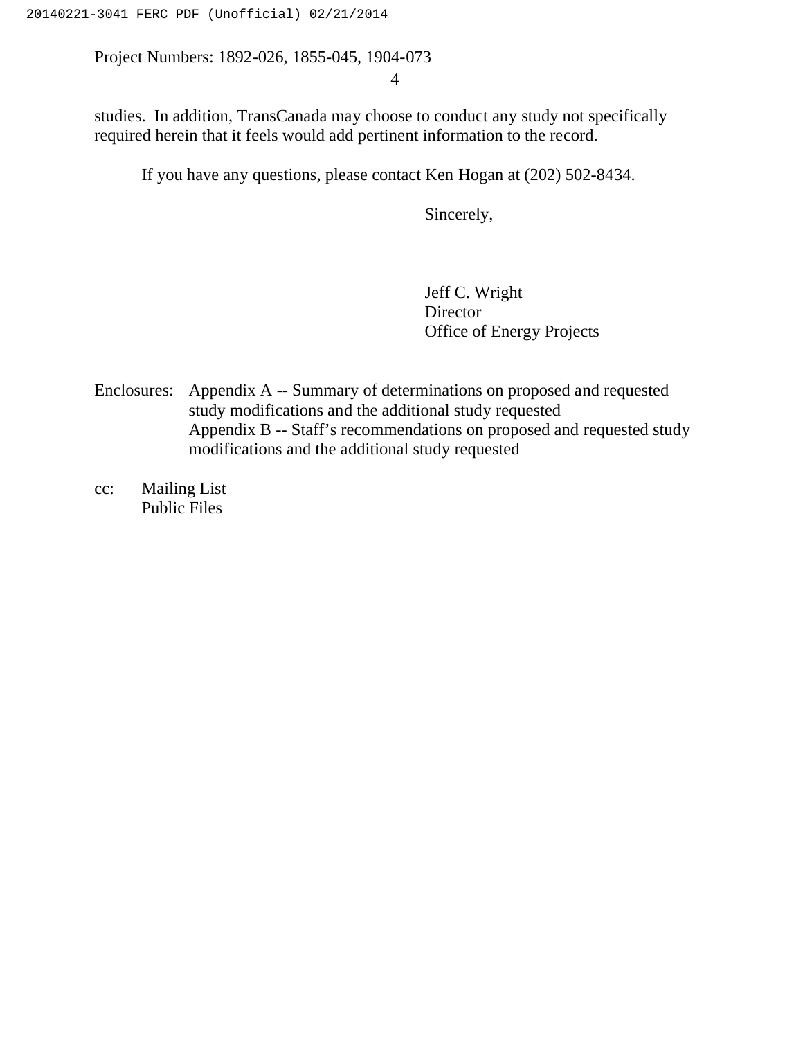studies. In addition, TransCanada may choose to conduct any study not specifically required herein that it feels would add pertinent information to the record.

If you have any questions, please contact Ken Hogan at (202) 502-8434.

Sincerely,

Jeff C. Wright
Director
Office of Energy Projects

Enclosures: Appendix A -- Summary of determinations on proposed and requested study modifications and the additional study requested
Appendix B -- Staff's recommendations on proposed and requested study modifications and the additional study requested

cc: Mailing List
Public Files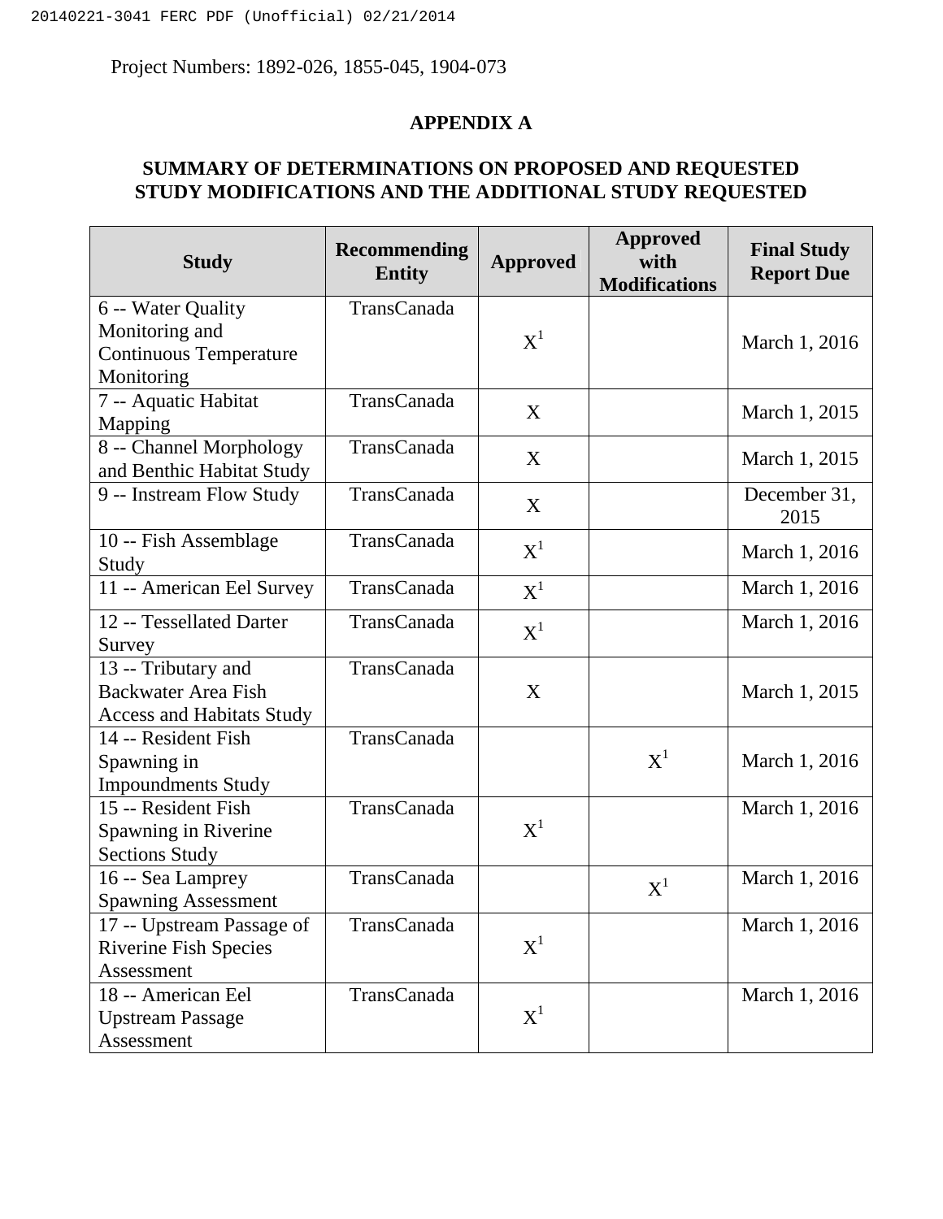Project Numbers: 1892-026, 1855-045, 1904-073

## APPENDIX A

## SUMMARY OF DETERMINATIONS ON PROPOSED AND REQUESTED STUDY MODIFICATIONS AND THE ADDITIONAL STUDY REQUESTED

| Study | Recommending Entity | Approved | Approved with Modifications | Final Study Report Due |
|---|---|---|---|---|
| 6 -- Water Quality Monitoring and Continuous Temperature Monitoring | TransCanada | X[1] | | March 1, 2016 |
| 7 -- Aquatic Habitat Mapping | TransCanada | X | | March 1, 2015 |
| 8 -- Channel Morphology and Benthic Habitat Study | TransCanada | X | | March 1, 2015 |
| 9 -- Instream Flow Study | TransCanada | X | | December 31, 2015 |
| 10 -- Fish Assemblage Study | TransCanada | X[1] | | March 1, 2016 |
| 11 -- American Eel Survey | TransCanada | X[1] | | March 1, 2016 |
| 12 -- Tessellated Darter Survey | TransCanada | X[1] | | March 1, 2016 |
| 13 -- Tributary and Backwater Area Fish Access and Habitats Study | TransCanada | X | | March 1, 2015 |
| 14 -- Resident Fish Spawning in Impoundments Study | TransCanada | | X[1] | March 1, 2016 |
| 15 -- Resident Fish Spawning in Riverine Sections Study | TransCanada | X[1] | | March 1, 2016 |
| 16 -- Sea Lamprey Spawning Assessment | TransCanada | | X[1] | March 1, 2016 |
| 17 -- Upstream Passage of Riverine Fish Species Assessment | TransCanada | X[1] | | March 1, 2016 |
| 18 -- American Eel Upstream Passage Assessment | TransCanada | X[1] | | March 1, 2016 |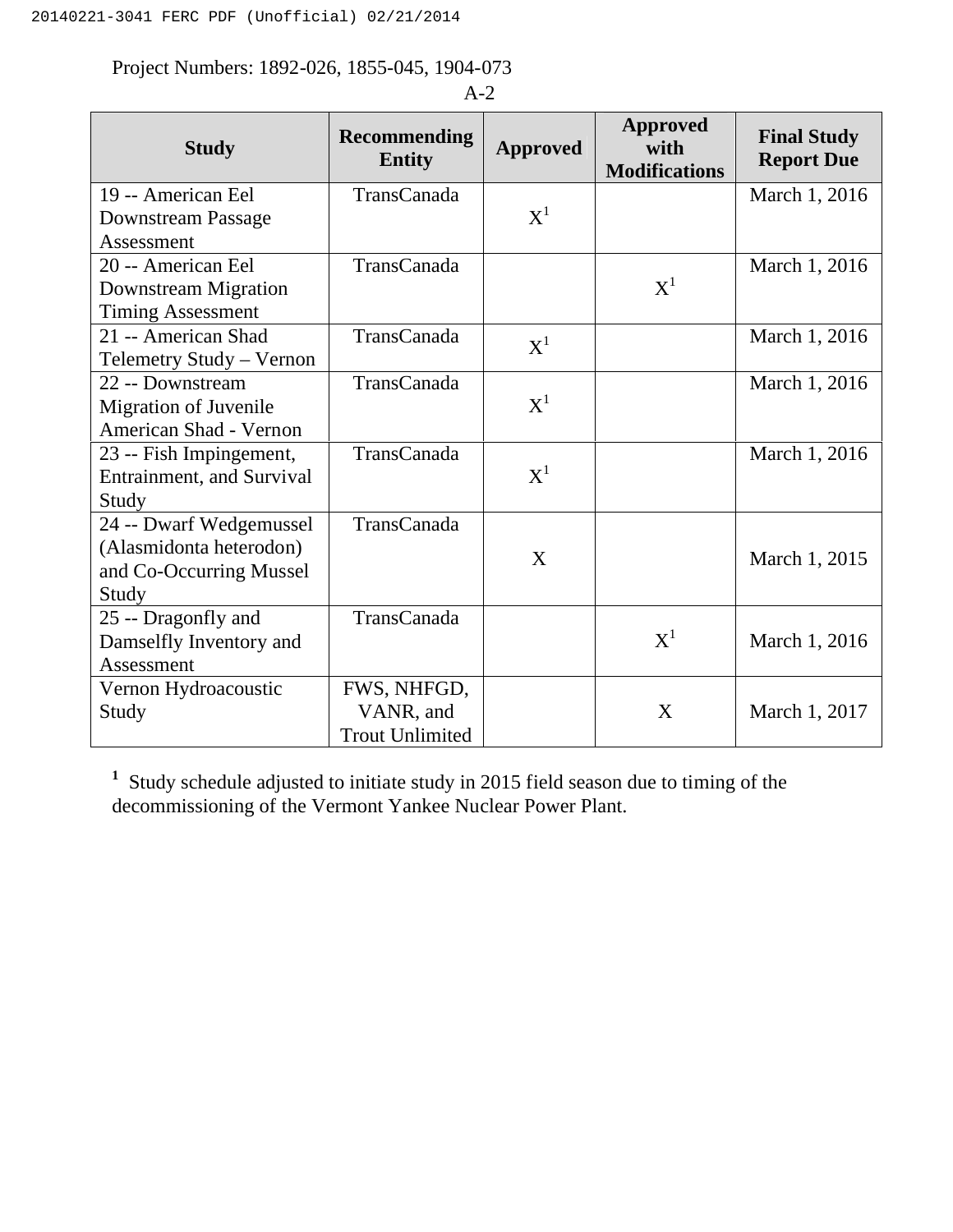Project Numbers: 1892-026, 1855-045, 1904-073

A-2

| Study | Recommending Entity | Approved | Approved with Modifications | Final Study Report Due |
| --- | --- | --- | --- | --- |
| 19 -- American Eel Downstream Passage Assessment | TransCanada | X[1] | | March 1, 2016 |
| 20 -- American Eel Downstream Migration Timing Assessment | TransCanada | | X[1] | March 1, 2016 |
| 21 -- American Shad Telemetry Study – Vernon | TransCanada | X[1] | | March 1, 2016 |
| 22 -- Downstream Migration of Juvenile American Shad - Vernon | TransCanada | X[1] | | March 1, 2016 |
| 23 -- Fish Impingement, Entrainment, and Survival Study | TransCanada | X[1] | | March 1, 2016 |
| 24 -- Dwarf Wedgemussel (Alasmidonta heterodon) and Co-Occurring Mussel Study | TransCanada | X | | March 1, 2015 |
| 25 -- Dragonfly and Damselfly Inventory and Assessment | TransCanada | | X[1] | March 1, 2016 |
| Vernon Hydroacoustic Study | FWS, NHFGD, VANR, and Trout Unlimited | | X | March 1, 2017 |

[1] Study schedule adjusted to initiate study in 2015 field season due to timing of the decommissioning of the Vermont Yankee Nuclear Power Plant.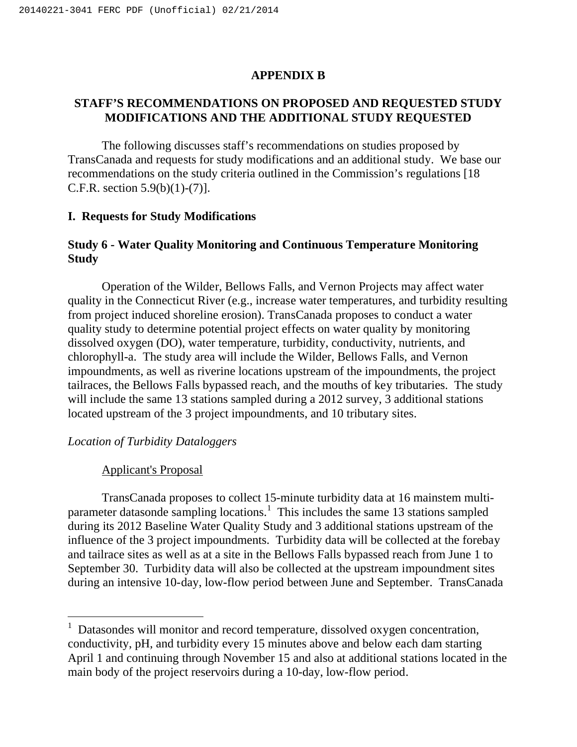## APPENDIX B

## STAFF'S RECOMMENDATIONS ON PROPOSED AND REQUESTED STUDY MODIFICATIONS AND THE ADDITIONAL STUDY REQUESTED

The following discusses staff's recommendations on studies proposed by TransCanada and requests for study modifications and an additional study. We base our recommendations on the study criteria outlined in the Commission's regulations [18 C.F.R. section 5.9(b)(1)-(7)].

### I. Requests for Study Modifications

### Study 6 - Water Quality Monitoring and Continuous Temperature Monitoring Study

Operation of the Wilder, Bellows Falls, and Vernon Projects may affect water quality in the Connecticut River (e.g., increase water temperatures, and turbidity resulting from project induced shoreline erosion). TransCanada proposes to conduct a water quality study to determine potential project effects on water quality by monitoring dissolved oxygen (DO), water temperature, turbidity, conductivity, nutrients, and chlorophyll-a. The study area will include the Wilder, Bellows Falls, and Vernon impoundments, as well as riverine locations upstream of the impoundments, the project tailraces, the Bellows Falls bypassed reach, and the mouths of key tributaries. The study will include the same 13 stations sampled during a 2012 survey, 3 additional stations located upstream of the 3 project impoundments, and 10 tributary sites.

*Location of Turbidity Dataloggers*

Applicant's Proposal

TransCanada proposes to collect 15-minute turbidity data at 16 mainstem multi-parameter datasonde sampling locations.[1] This includes the same 13 stations sampled during its 2012 Baseline Water Quality Study and 3 additional stations upstream of the influence of the 3 project impoundments. Turbidity data will be collected at the forebay and tailrace sites as well as at a site in the Bellows Falls bypassed reach from June 1 to September 30. Turbidity data will also be collected at the upstream impoundment sites during an intensive 10-day, low-flow period between June and September. TransCanada

[1] Datasondes will monitor and record temperature, dissolved oxygen concentration, conductivity, pH, and turbidity every 15 minutes above and below each dam starting April 1 and continuing through November 15 and also at additional stations located in the main body of the project reservoirs during a 10-day, low-flow period.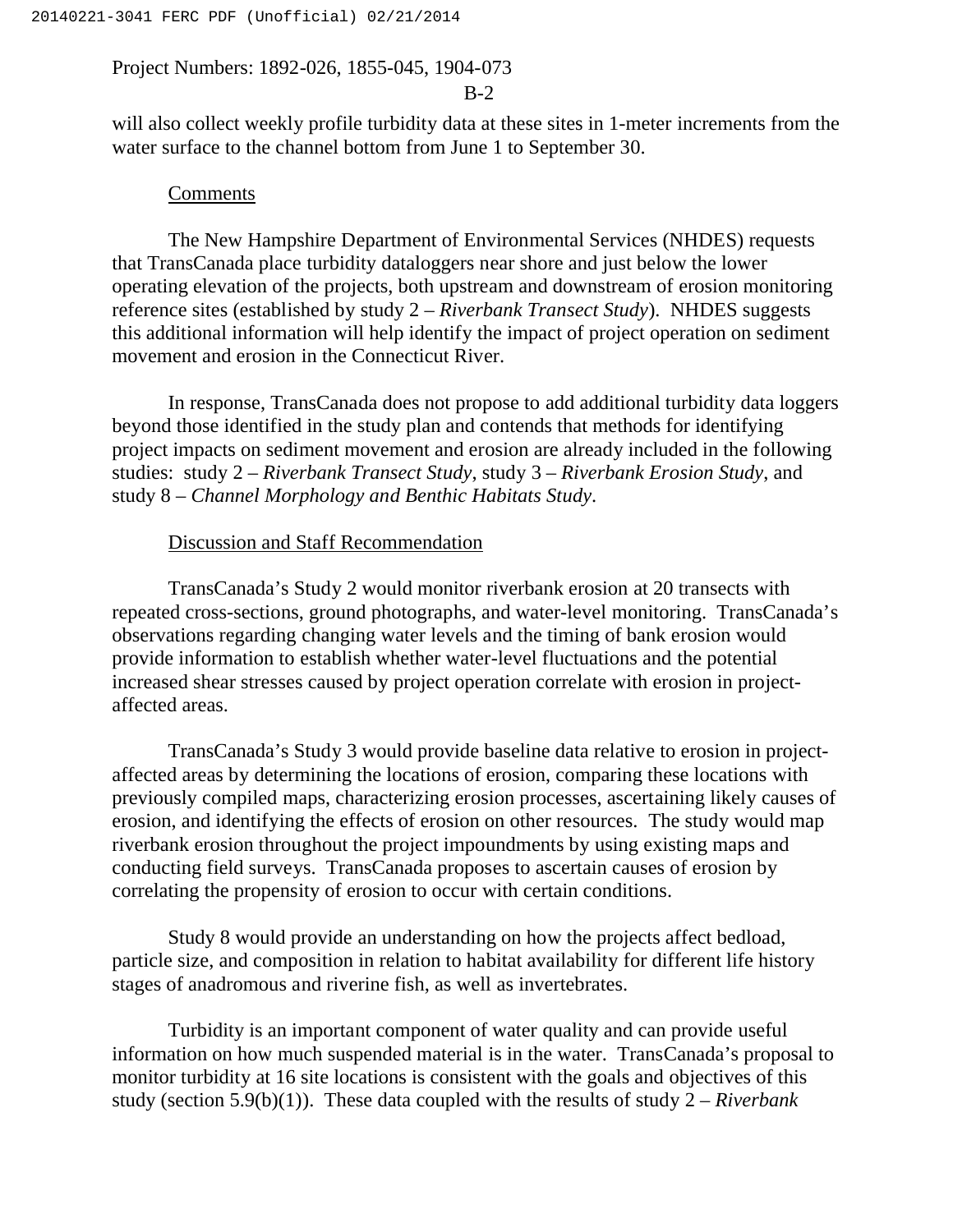will also collect weekly profile turbidity data at these sites in 1-meter increments from the water surface to the channel bottom from June 1 to September 30.

Comments

The New Hampshire Department of Environmental Services (NHDES) requests that TransCanada place turbidity dataloggers near shore and just below the lower operating elevation of the projects, both upstream and downstream of erosion monitoring reference sites (established by study 2 – *Riverbank Transect Study*). NHDES suggests this additional information will help identify the impact of project operation on sediment movement and erosion in the Connecticut River.

In response, TransCanada does not propose to add additional turbidity data loggers beyond those identified in the study plan and contends that methods for identifying project impacts on sediment movement and erosion are already included in the following studies: study 2 – *Riverbank Transect Study*, study 3 – *Riverbank Erosion Study*, and study 8 – *Channel Morphology and Benthic Habitats Study*.

Discussion and Staff Recommendation

TransCanada's Study 2 would monitor riverbank erosion at 20 transects with repeated cross-sections, ground photographs, and water-level monitoring. TransCanada's observations regarding changing water levels and the timing of bank erosion would provide information to establish whether water-level fluctuations and the potential increased shear stresses caused by project operation correlate with erosion in project-affected areas.

TransCanada's Study 3 would provide baseline data relative to erosion in project-affected areas by determining the locations of erosion, comparing these locations with previously compiled maps, characterizing erosion processes, ascertaining likely causes of erosion, and identifying the effects of erosion on other resources. The study would map riverbank erosion throughout the project impoundments by using existing maps and conducting field surveys. TransCanada proposes to ascertain causes of erosion by correlating the propensity of erosion to occur with certain conditions.

Study 8 would provide an understanding on how the projects affect bedload, particle size, and composition in relation to habitat availability for different life history stages of anadromous and riverine fish, as well as invertebrates.

Turbidity is an important component of water quality and can provide useful information on how much suspended material is in the water. TransCanada's proposal to monitor turbidity at 16 site locations is consistent with the goals and objectives of this study (section 5.9(b)(1)). These data coupled with the results of study 2 – *Riverbank*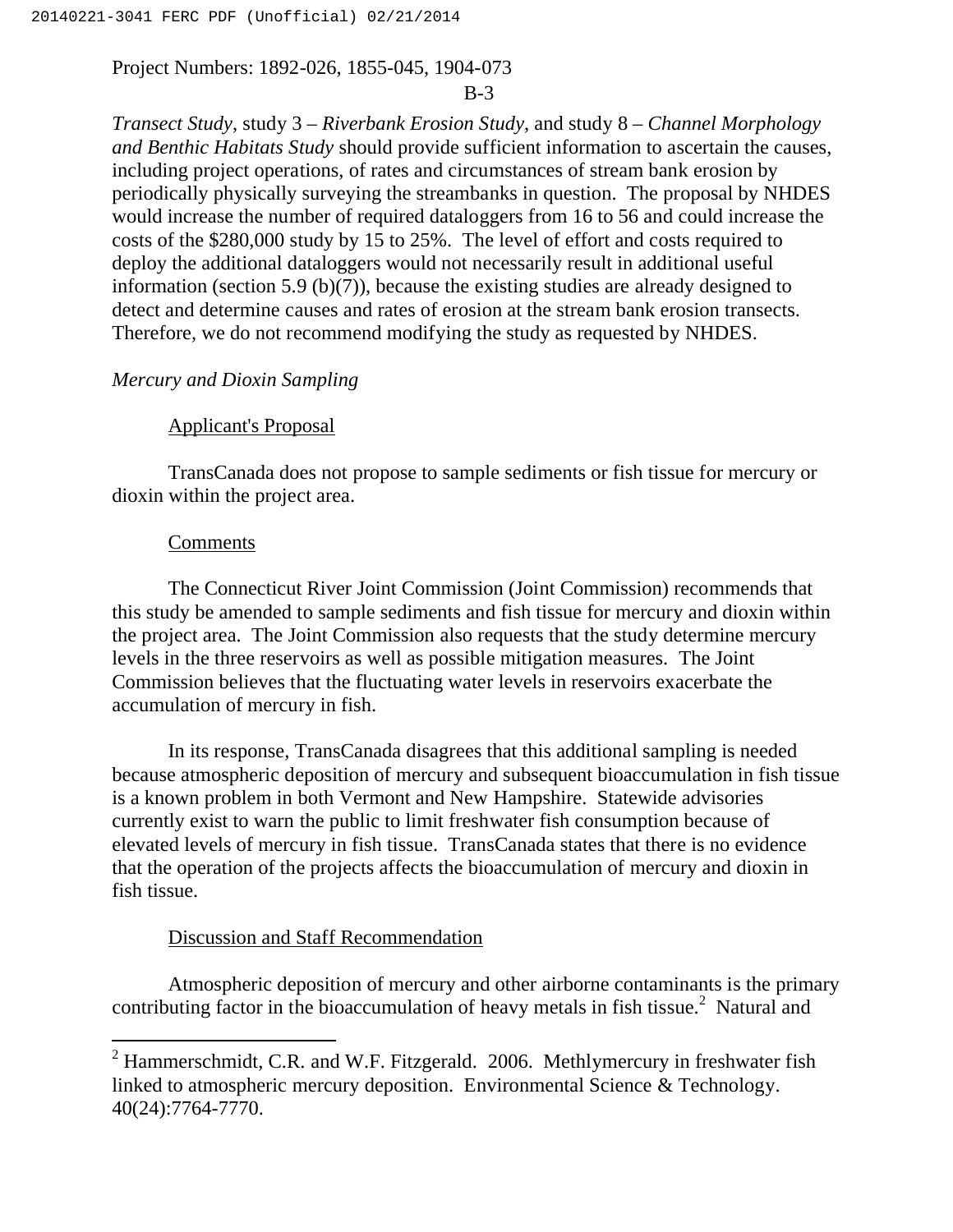*Transect Study*, study 3 – *Riverbank Erosion Study*, and study 8 – *Channel Morphology and Benthic Habitats Study* should provide sufficient information to ascertain the causes, including project operations, of rates and circumstances of stream bank erosion by periodically physically surveying the streambanks in question. The proposal by NHDES would increase the number of required dataloggers from 16 to 56 and could increase the costs of the $280,000 study by 15 to 25%. The level of effort and costs required to deploy the additional dataloggers would not necessarily result in additional useful information (section 5.9 (b)(7)), because the existing studies are already designed to detect and determine causes and rates of erosion at the stream bank erosion transects. Therefore, we do not recommend modifying the study as requested by NHDES.

*Mercury and Dioxin Sampling*

Applicant's Proposal

TransCanada does not propose to sample sediments or fish tissue for mercury or dioxin within the project area.

Comments

The Connecticut River Joint Commission (Joint Commission) recommends that this study be amended to sample sediments and fish tissue for mercury and dioxin within the project area. The Joint Commission also requests that the study determine mercury levels in the three reservoirs as well as possible mitigation measures. The Joint Commission believes that the fluctuating water levels in reservoirs exacerbate the accumulation of mercury in fish.

In its response, TransCanada disagrees that this additional sampling is needed because atmospheric deposition of mercury and subsequent bioaccumulation in fish tissue is a known problem in both Vermont and New Hampshire. Statewide advisories currently exist to warn the public to limit freshwater fish consumption because of elevated levels of mercury in fish tissue. TransCanada states that there is no evidence that the operation of the projects affects the bioaccumulation of mercury and dioxin in fish tissue.

Discussion and Staff Recommendation

Atmospheric deposition of mercury and other airborne contaminants is the primary contributing factor in the bioaccumulation of heavy metals in fish tissue.[2] Natural and

[2] Hammerschmidt, C.R. and W.F. Fitzgerald. 2006. Methlymercury in freshwater fish linked to atmospheric mercury deposition. Environmental Science & Technology. 40(24):7764-7770.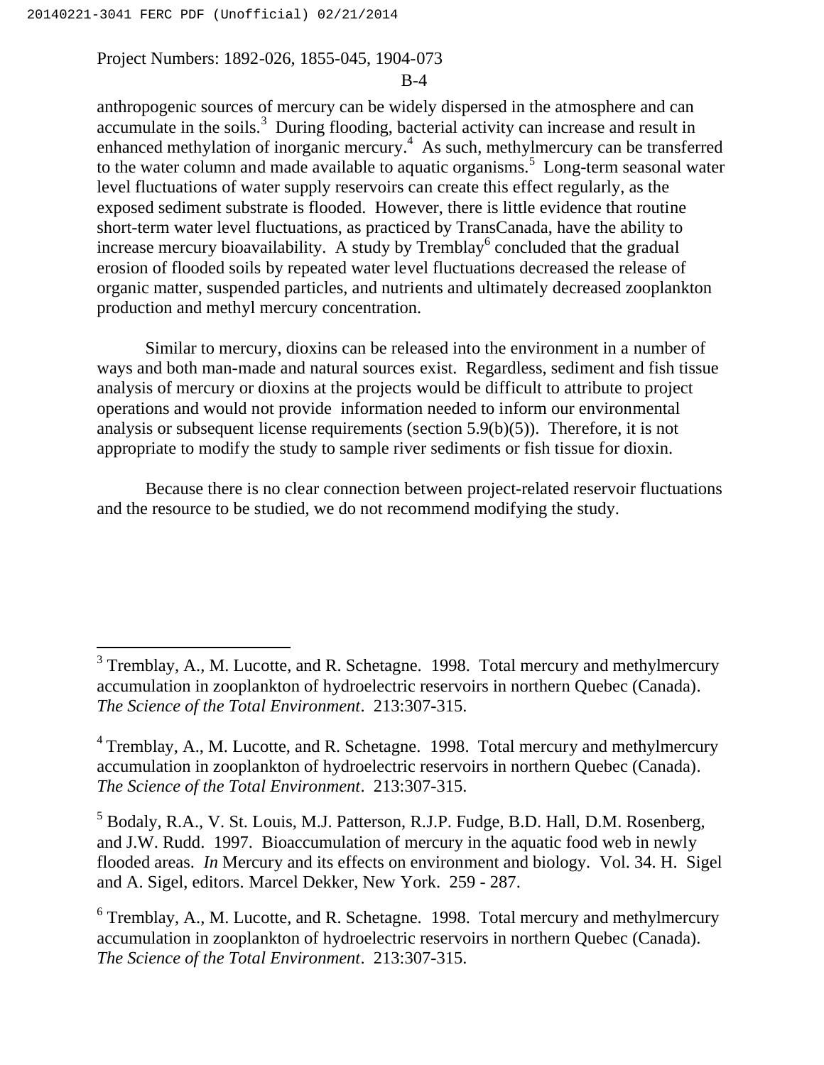anthropogenic sources of mercury can be widely dispersed in the atmosphere and can accumulate in the soils.[3] During flooding, bacterial activity can increase and result in enhanced methylation of inorganic mercury.[4] As such, methylmercury can be transferred to the water column and made available to aquatic organisms.[5] Long-term seasonal water level fluctuations of water supply reservoirs can create this effect regularly, as the exposed sediment substrate is flooded. However, there is little evidence that routine short-term water level fluctuations, as practiced by TransCanada, have the ability to increase mercury bioavailability. A study by Tremblay[6] concluded that the gradual erosion of flooded soils by repeated water level fluctuations decreased the release of organic matter, suspended particles, and nutrients and ultimately decreased zooplankton production and methyl mercury concentration.

Similar to mercury, dioxins can be released into the environment in a number of ways and both man-made and natural sources exist. Regardless, sediment and fish tissue analysis of mercury or dioxins at the projects would be difficult to attribute to project operations and would not provide information needed to inform our environmental analysis or subsequent license requirements (section 5.9(b)(5)). Therefore, it is not appropriate to modify the study to sample river sediments or fish tissue for dioxin.

Because there is no clear connection between project-related reservoir fluctuations and the resource to be studied, we do not recommend modifying the study.

---

[3] Tremblay, A., M. Lucotte, and R. Schetagne. 1998. Total mercury and methylmercury accumulation in zooplankton of hydroelectric reservoirs in northern Quebec (Canada). *The Science of the Total Environment*. 213:307-315.

[4] Tremblay, A., M. Lucotte, and R. Schetagne. 1998. Total mercury and methylmercury accumulation in zooplankton of hydroelectric reservoirs in northern Quebec (Canada). *The Science of the Total Environment*. 213:307-315.

[5] Bodaly, R.A., V. St. Louis, M.J. Patterson, R.J.P. Fudge, B.D. Hall, D.M. Rosenberg, and J.W. Rudd. 1997. Bioaccumulation of mercury in the aquatic food web in newly flooded areas. *In* Mercury and its effects on environment and biology. Vol. 34. H. Sigel and A. Sigel, editors. Marcel Dekker, New York. 259 - 287.

[6] Tremblay, A., M. Lucotte, and R. Schetagne. 1998. Total mercury and methylmercury accumulation in zooplankton of hydroelectric reservoirs in northern Quebec (Canada). *The Science of the Total Environment*. 213:307-315.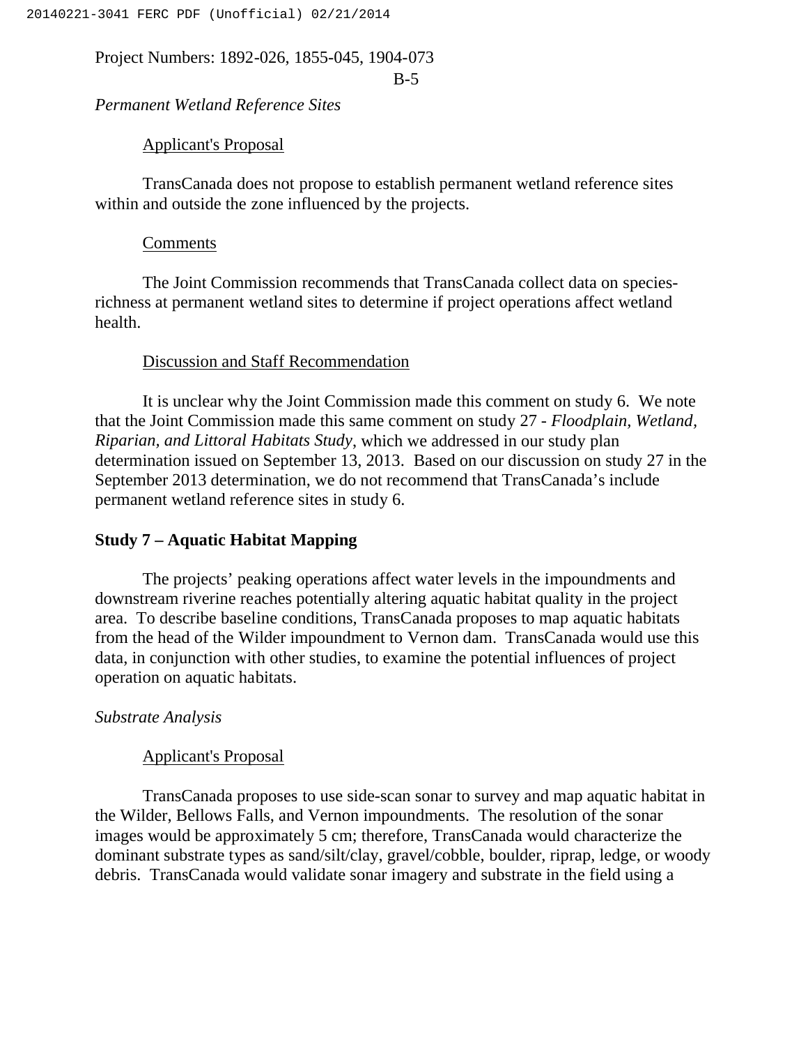*Permanent Wetland Reference Sites*

Applicant's Proposal

TransCanada does not propose to establish permanent wetland reference sites within and outside the zone influenced by the projects.

Comments

The Joint Commission recommends that TransCanada collect data on species-richness at permanent wetland sites to determine if project operations affect wetland health.

Discussion and Staff Recommendation

It is unclear why the Joint Commission made this comment on study 6. We note that the Joint Commission made this same comment on study 27 - *Floodplain, Wetland, Riparian, and Littoral Habitats Study*, which we addressed in our study plan determination issued on September 13, 2013. Based on our discussion on study 27 in the September 2013 determination, we do not recommend that TransCanada's include permanent wetland reference sites in study 6.

## Study 7 – Aquatic Habitat Mapping

The projects' peaking operations affect water levels in the impoundments and downstream riverine reaches potentially altering aquatic habitat quality in the project area. To describe baseline conditions, TransCanada proposes to map aquatic habitats from the head of the Wilder impoundment to Vernon dam. TransCanada would use this data, in conjunction with other studies, to examine the potential influences of project operation on aquatic habitats.

*Substrate Analysis*

Applicant's Proposal

TransCanada proposes to use side-scan sonar to survey and map aquatic habitat in the Wilder, Bellows Falls, and Vernon impoundments. The resolution of the sonar images would be approximately 5 cm; therefore, TransCanada would characterize the dominant substrate types as sand/silt/clay, gravel/cobble, boulder, riprap, ledge, or woody debris. TransCanada would validate sonar imagery and substrate in the field using a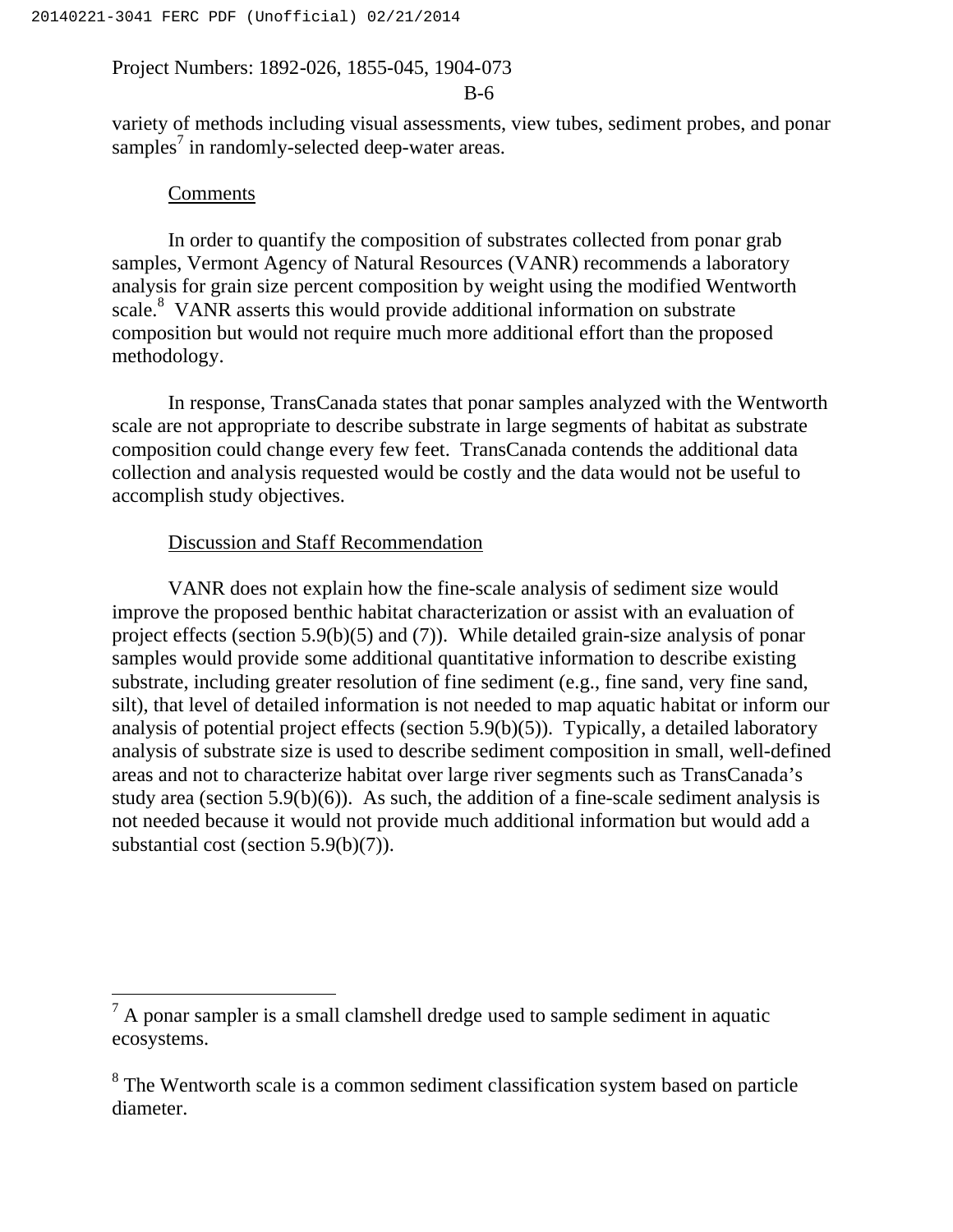variety of methods including visual assessments, view tubes, sediment probes, and ponar samples[7] in randomly-selected deep-water areas.

Comments

In order to quantify the composition of substrates collected from ponar grab samples, Vermont Agency of Natural Resources (VANR) recommends a laboratory analysis for grain size percent composition by weight using the modified Wentworth scale.[8] VANR asserts this would provide additional information on substrate composition but would not require much more additional effort than the proposed methodology.

In response, TransCanada states that ponar samples analyzed with the Wentworth scale are not appropriate to describe substrate in large segments of habitat as substrate composition could change every few feet. TransCanada contends the additional data collection and analysis requested would be costly and the data would not be useful to accomplish study objectives.

Discussion and Staff Recommendation

VANR does not explain how the fine-scale analysis of sediment size would improve the proposed benthic habitat characterization or assist with an evaluation of project effects (section 5.9(b)(5) and (7)). While detailed grain-size analysis of ponar samples would provide some additional quantitative information to describe existing substrate, including greater resolution of fine sediment (e.g., fine sand, very fine sand, silt), that level of detailed information is not needed to map aquatic habitat or inform our analysis of potential project effects (section 5.9(b)(5)). Typically, a detailed laboratory analysis of substrate size is used to describe sediment composition in small, well-defined areas and not to characterize habitat over large river segments such as TransCanada's study area (section 5.9(b)(6)). As such, the addition of a fine-scale sediment analysis is not needed because it would not provide much additional information but would add a substantial cost (section 5.9(b)(7)).

---

[7] A ponar sampler is a small clamshell dredge used to sample sediment in aquatic ecosystems.

[8] The Wentworth scale is a common sediment classification system based on particle diameter.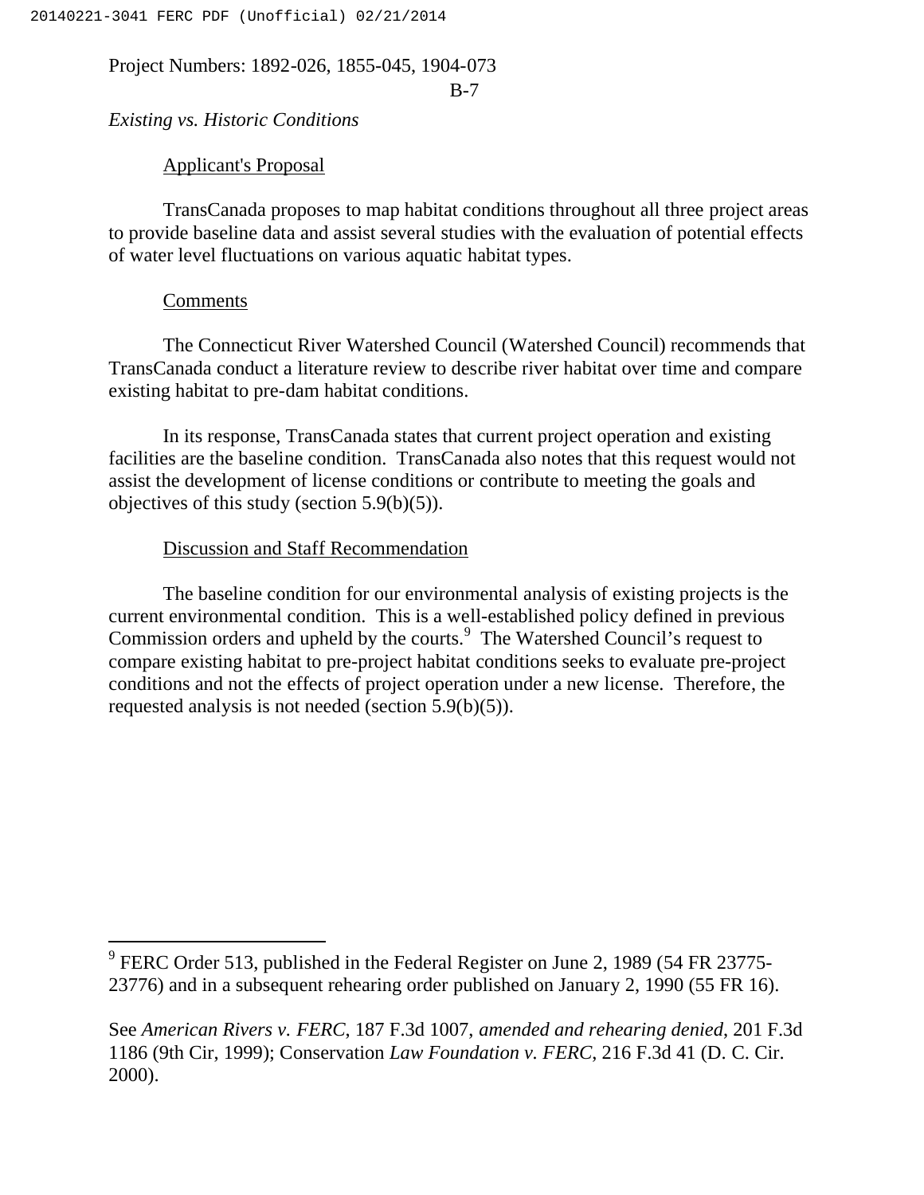*Existing vs. Historic Conditions*

Applicant's Proposal

TransCanada proposes to map habitat conditions throughout all three project areas to provide baseline data and assist several studies with the evaluation of potential effects of water level fluctuations on various aquatic habitat types.

Comments

The Connecticut River Watershed Council (Watershed Council) recommends that TransCanada conduct a literature review to describe river habitat over time and compare existing habitat to pre-dam habitat conditions.

In its response, TransCanada states that current project operation and existing facilities are the baseline condition. TransCanada also notes that this request would not assist the development of license conditions or contribute to meeting the goals and objectives of this study (section 5.9(b)(5)).

Discussion and Staff Recommendation

The baseline condition for our environmental analysis of existing projects is the current environmental condition. This is a well-established policy defined in previous Commission orders and upheld by the courts.[9] The Watershed Council's request to compare existing habitat to pre-project habitat conditions seeks to evaluate pre-project conditions and not the effects of project operation under a new license. Therefore, the requested analysis is not needed (section 5.9(b)(5)).

---

[9] FERC Order 513, published in the Federal Register on June 2, 1989 (54 FR 23775-23776) and in a subsequent rehearing order published on January 2, 1990 (55 FR 16).

See *American Rivers v. FERC*, 187 F.3d 1007, *amended and rehearing denied*, 201 F.3d 1186 (9th Cir, 1999); Conservation *Law Foundation v. FERC*, 216 F.3d 41 (D. C. Cir. 2000).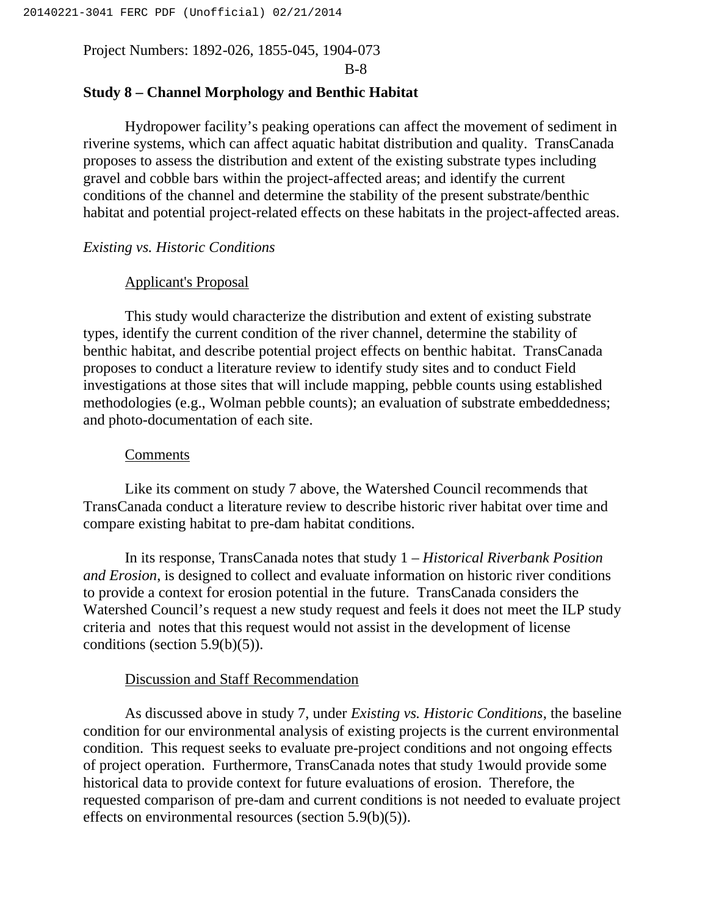Project Numbers: 1892-026, 1855-045, 1904-073

## Study 8 – Channel Morphology and Benthic Habitat

Hydropower facility's peaking operations can affect the movement of sediment in riverine systems, which can affect aquatic habitat distribution and quality. TransCanada proposes to assess the distribution and extent of the existing substrate types including gravel and cobble bars within the project-affected areas; and identify the current conditions of the channel and determine the stability of the present substrate/benthic habitat and potential project-related effects on these habitats in the project-affected areas.

*Existing vs. Historic Conditions*

Applicant's Proposal

This study would characterize the distribution and extent of existing substrate types, identify the current condition of the river channel, determine the stability of benthic habitat, and describe potential project effects on benthic habitat. TransCanada proposes to conduct a literature review to identify study sites and to conduct Field investigations at those sites that will include mapping, pebble counts using established methodologies (e.g., Wolman pebble counts); an evaluation of substrate embeddedness; and photo-documentation of each site.

Comments

Like its comment on study 7 above, the Watershed Council recommends that TransCanada conduct a literature review to describe historic river habitat over time and compare existing habitat to pre-dam habitat conditions.

In its response, TransCanada notes that study 1 – *Historical Riverbank Position and Erosion*, is designed to collect and evaluate information on historic river conditions to provide a context for erosion potential in the future. TransCanada considers the Watershed Council's request a new study request and feels it does not meet the ILP study criteria and notes that this request would not assist in the development of license conditions (section 5.9(b)(5)).

Discussion and Staff Recommendation

As discussed above in study 7, under *Existing vs. Historic Conditions*, the baseline condition for our environmental analysis of existing projects is the current environmental condition. This request seeks to evaluate pre-project conditions and not ongoing effects of project operation. Furthermore, TransCanada notes that study 1would provide some historical data to provide context for future evaluations of erosion. Therefore, the requested comparison of pre-dam and current conditions is not needed to evaluate project effects on environmental resources (section 5.9(b)(5)).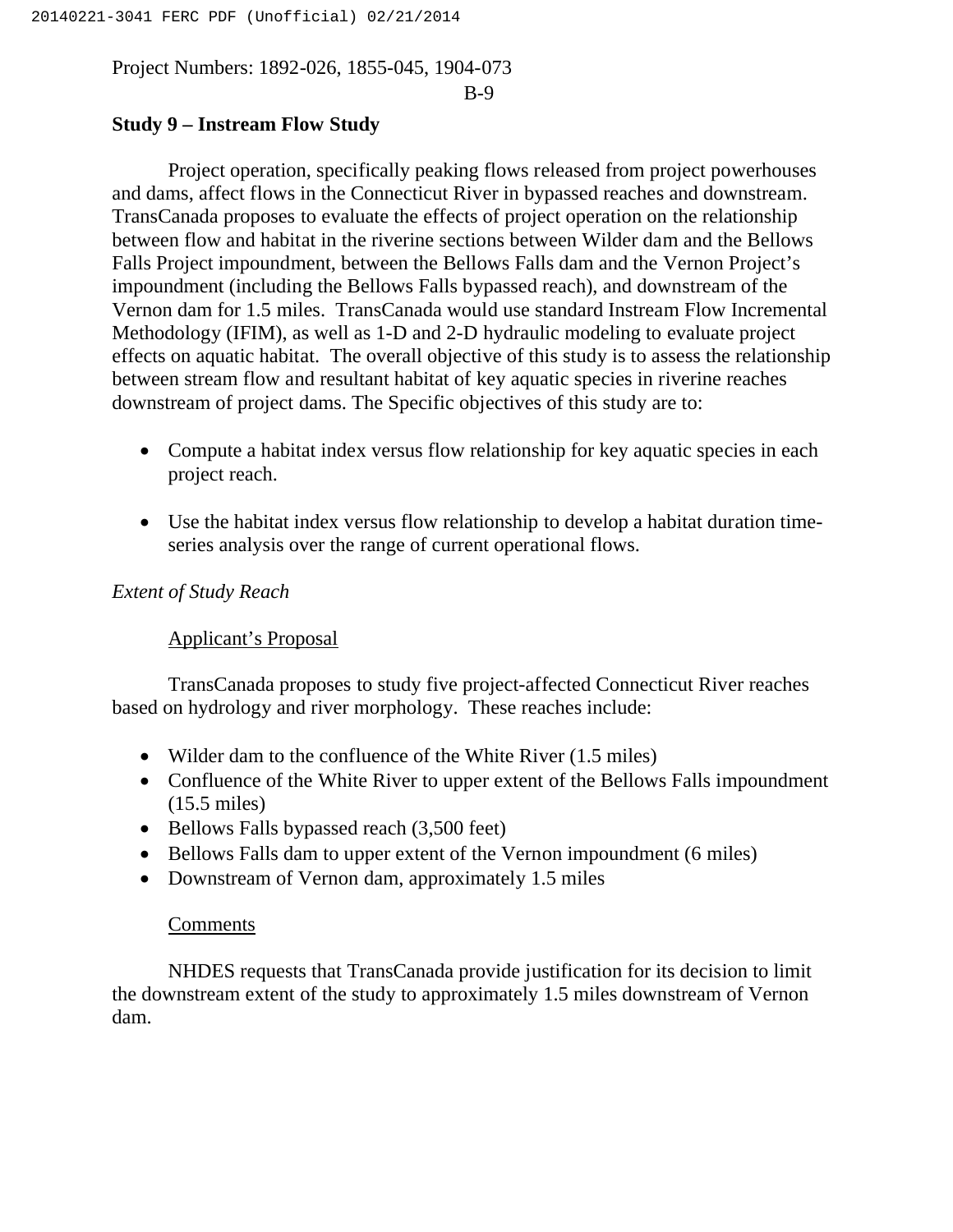### Study 9 – Instream Flow Study

Project operation, specifically peaking flows released from project powerhouses and dams, affect flows in the Connecticut River in bypassed reaches and downstream. TransCanada proposes to evaluate the effects of project operation on the relationship between flow and habitat in the riverine sections between Wilder dam and the Bellows Falls Project impoundment, between the Bellows Falls dam and the Vernon Project's impoundment (including the Bellows Falls bypassed reach), and downstream of the Vernon dam for 1.5 miles. TransCanada would use standard Instream Flow Incremental Methodology (IFIM), as well as 1-D and 2-D hydraulic modeling to evaluate project effects on aquatic habitat. The overall objective of this study is to assess the relationship between stream flow and resultant habitat of key aquatic species in riverine reaches downstream of project dams. The Specific objectives of this study are to:

- Compute a habitat index versus flow relationship for key aquatic species in each project reach.
- Use the habitat index versus flow relationship to develop a habitat duration time-series analysis over the range of current operational flows.

*Extent of Study Reach*

Applicant's Proposal

TransCanada proposes to study five project-affected Connecticut River reaches based on hydrology and river morphology. These reaches include:

- Wilder dam to the confluence of the White River (1.5 miles)
- Confluence of the White River to upper extent of the Bellows Falls impoundment (15.5 miles)
- Bellows Falls bypassed reach (3,500 feet)
- Bellows Falls dam to upper extent of the Vernon impoundment (6 miles)
- Downstream of Vernon dam, approximately 1.5 miles

Comments

NHDES requests that TransCanada provide justification for its decision to limit the downstream extent of the study to approximately 1.5 miles downstream of Vernon dam.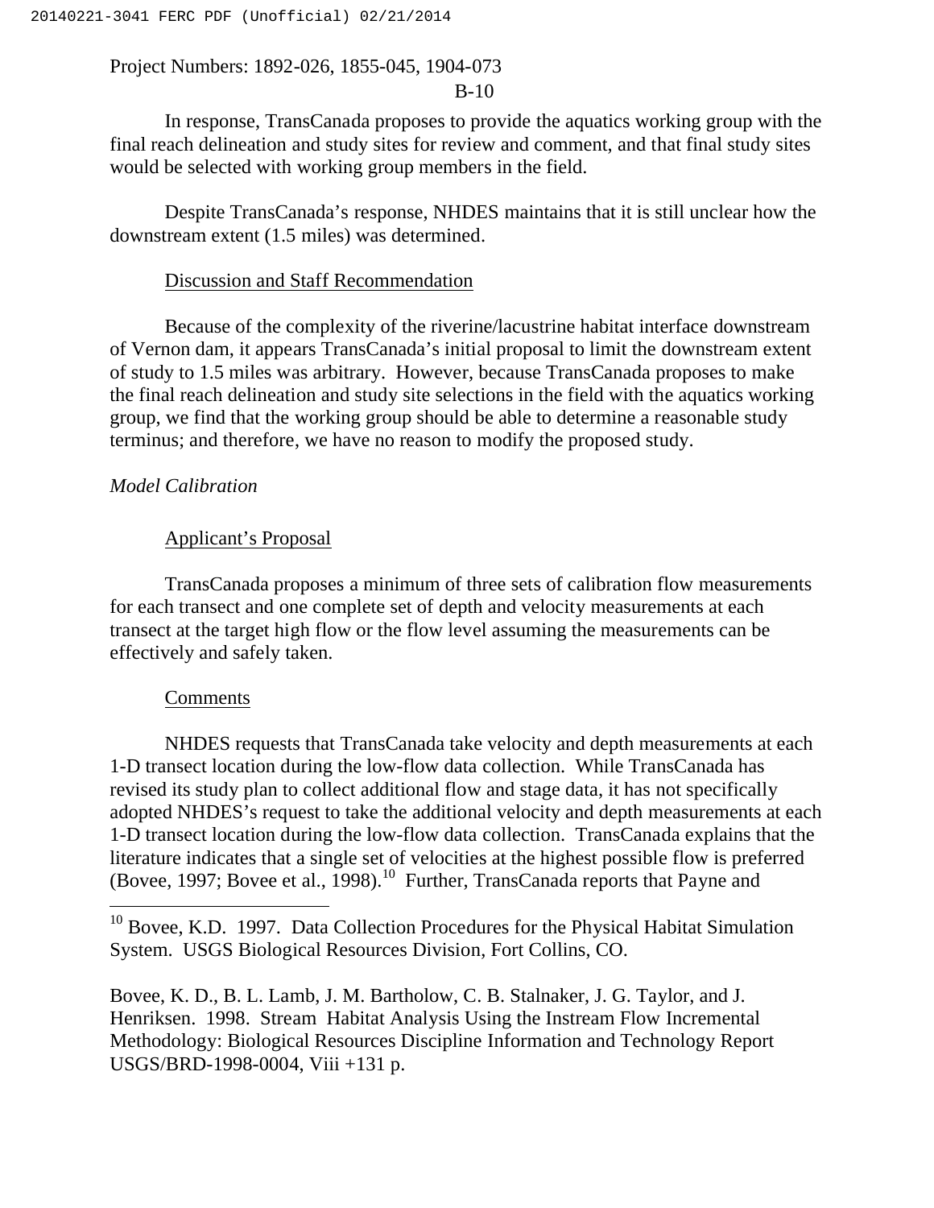Project Numbers: 1892-026, 1855-045, 1904-073

In response, TransCanada proposes to provide the aquatics working group with the final reach delineation and study sites for review and comment, and that final study sites would be selected with working group members in the field.

Despite TransCanada's response, NHDES maintains that it is still unclear how the downstream extent (1.5 miles) was determined.

Discussion and Staff Recommendation

Because of the complexity of the riverine/lacustrine habitat interface downstream of Vernon dam, it appears TransCanada's initial proposal to limit the downstream extent of study to 1.5 miles was arbitrary. However, because TransCanada proposes to make the final reach delineation and study site selections in the field with the aquatics working group, we find that the working group should be able to determine a reasonable study terminus; and therefore, we have no reason to modify the proposed study.

*Model Calibration*

Applicant's Proposal

TransCanada proposes a minimum of three sets of calibration flow measurements for each transect and one complete set of depth and velocity measurements at each transect at the target high flow or the flow level assuming the measurements can be effectively and safely taken.

Comments

NHDES requests that TransCanada take velocity and depth measurements at each 1-D transect location during the low-flow data collection. While TransCanada has revised its study plan to collect additional flow and stage data, it has not specifically adopted NHDES's request to take the additional velocity and depth measurements at each 1-D transect location during the low-flow data collection. TransCanada explains that the literature indicates that a single set of velocities at the highest possible flow is preferred (Bovee, 1997; Bovee et al., 1998).[10] Further, TransCanada reports that Payne and

[10] Bovee, K.D. 1997. Data Collection Procedures for the Physical Habitat Simulation System. USGS Biological Resources Division, Fort Collins, CO.

Bovee, K. D., B. L. Lamb, J. M. Bartholow, C. B. Stalnaker, J. G. Taylor, and J. Henriksen. 1998. Stream Habitat Analysis Using the Instream Flow Incremental Methodology: Biological Resources Discipline Information and Technology Report USGS/BRD-1998-0004, Viii +131 p.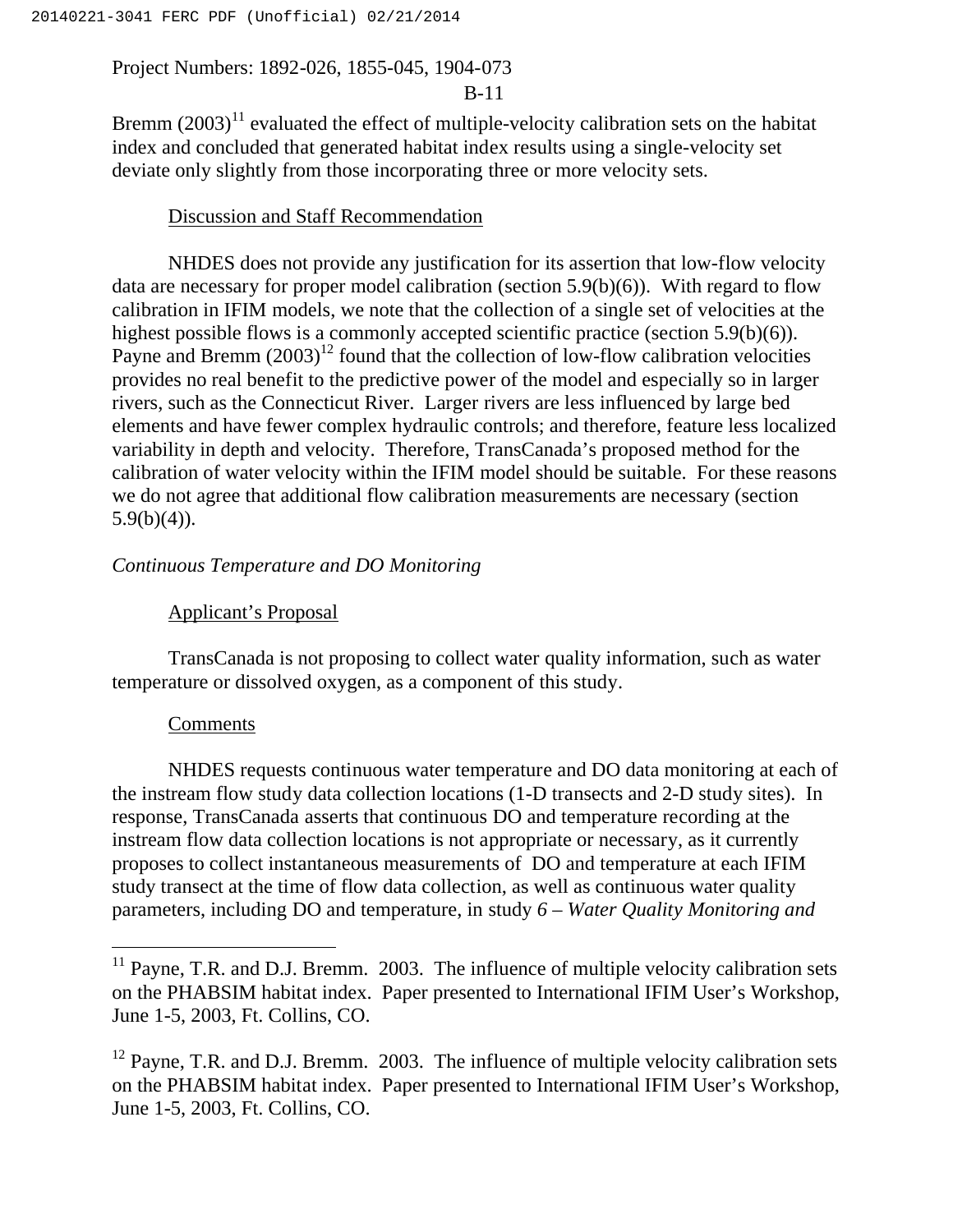Bremm (2003)[11] evaluated the effect of multiple-velocity calibration sets on the habitat index and concluded that generated habitat index results using a single-velocity set deviate only slightly from those incorporating three or more velocity sets.

<u>Discussion and Staff Recommendation</u>

NHDES does not provide any justification for its assertion that low-flow velocity data are necessary for proper model calibration (section 5.9(b)(6)). With regard to flow calibration in IFIM models, we note that the collection of a single set of velocities at the highest possible flows is a commonly accepted scientific practice (section 5.9(b)(6)). Payne and Bremm (2003)[12] found that the collection of low-flow calibration velocities provides no real benefit to the predictive power of the model and especially so in larger rivers, such as the Connecticut River. Larger rivers are less influenced by large bed elements and have fewer complex hydraulic controls; and therefore, feature less localized variability in depth and velocity. Therefore, TransCanada's proposed method for the calibration of water velocity within the IFIM model should be suitable. For these reasons we do not agree that additional flow calibration measurements are necessary (section 5.9(b)(4)).

*Continuous Temperature and DO Monitoring*

<u>Applicant's Proposal</u>

TransCanada is not proposing to collect water quality information, such as water temperature or dissolved oxygen, as a component of this study.

<u>Comments</u>

NHDES requests continuous water temperature and DO data monitoring at each of the instream flow study data collection locations (1-D transects and 2-D study sites). In response, TransCanada asserts that continuous DO and temperature recording at the instream flow data collection locations is not appropriate or necessary, as it currently proposes to collect instantaneous measurements of DO and temperature at each IFIM study transect at the time of flow data collection, as well as continuous water quality parameters, including DO and temperature, in study *6 – Water Quality Monitoring and*

---

[11] Payne, T.R. and D.J. Bremm. 2003. The influence of multiple velocity calibration sets on the PHABSIM habitat index. Paper presented to International IFIM User's Workshop, June 1-5, 2003, Ft. Collins, CO.

[12] Payne, T.R. and D.J. Bremm. 2003. The influence of multiple velocity calibration sets on the PHABSIM habitat index. Paper presented to International IFIM User's Workshop, June 1-5, 2003, Ft. Collins, CO.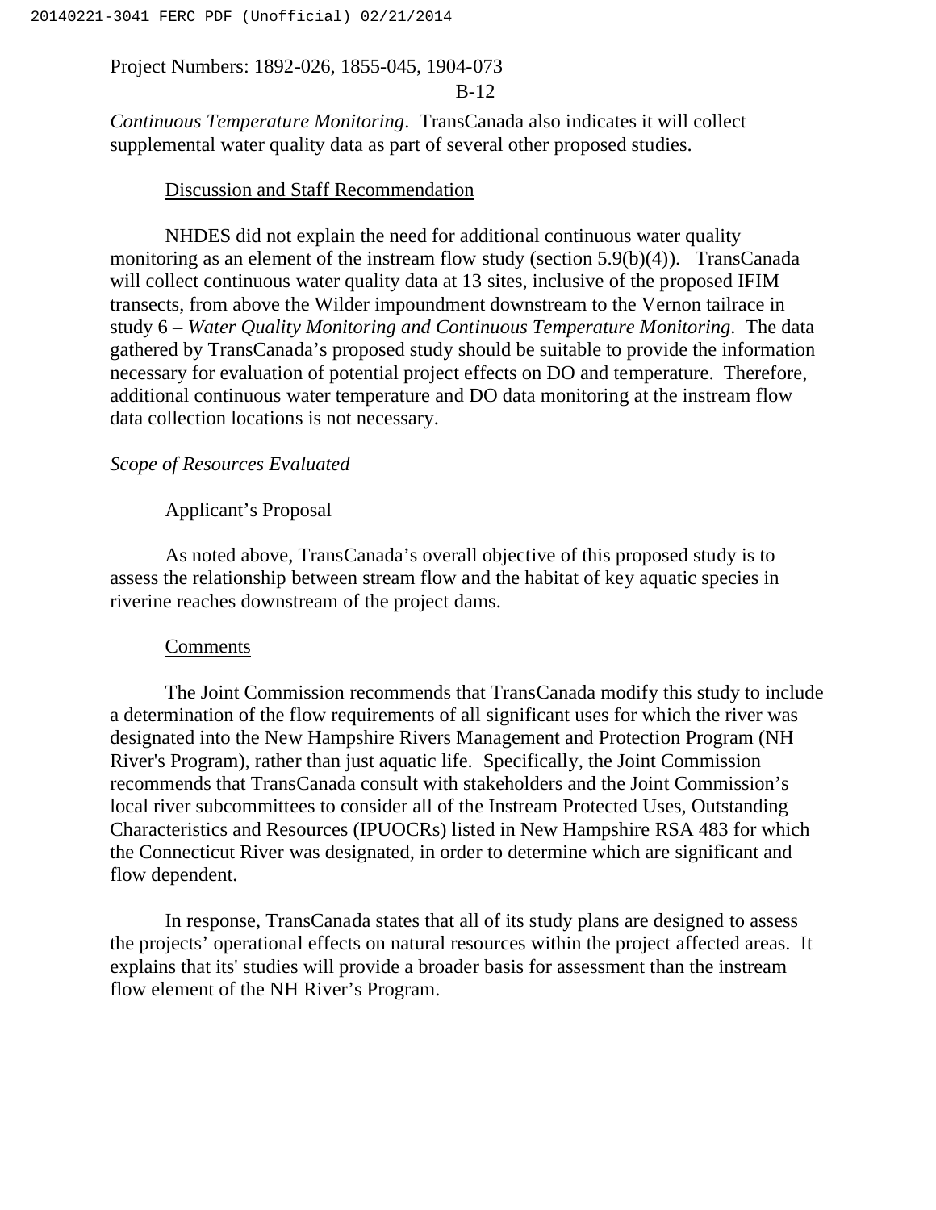*Continuous Temperature Monitoring*. TransCanada also indicates it will collect supplemental water quality data as part of several other proposed studies.

Discussion and Staff Recommendation

NHDES did not explain the need for additional continuous water quality monitoring as an element of the instream flow study (section 5.9(b)(4)). TransCanada will collect continuous water quality data at 13 sites, inclusive of the proposed IFIM transects, from above the Wilder impoundment downstream to the Vernon tailrace in study 6 – *Water Quality Monitoring and Continuous Temperature Monitoring*. The data gathered by TransCanada's proposed study should be suitable to provide the information necessary for evaluation of potential project effects on DO and temperature. Therefore, additional continuous water temperature and DO data monitoring at the instream flow data collection locations is not necessary.

*Scope of Resources Evaluated*

Applicant's Proposal

As noted above, TransCanada's overall objective of this proposed study is to assess the relationship between stream flow and the habitat of key aquatic species in riverine reaches downstream of the project dams.

Comments

The Joint Commission recommends that TransCanada modify this study to include a determination of the flow requirements of all significant uses for which the river was designated into the New Hampshire Rivers Management and Protection Program (NH River's Program), rather than just aquatic life. Specifically, the Joint Commission recommends that TransCanada consult with stakeholders and the Joint Commission's local river subcommittees to consider all of the Instream Protected Uses, Outstanding Characteristics and Resources (IPUOCRs) listed in New Hampshire RSA 483 for which the Connecticut River was designated, in order to determine which are significant and flow dependent.

In response, TransCanada states that all of its study plans are designed to assess the projects' operational effects on natural resources within the project affected areas. It explains that its' studies will provide a broader basis for assessment than the instream flow element of the NH River's Program.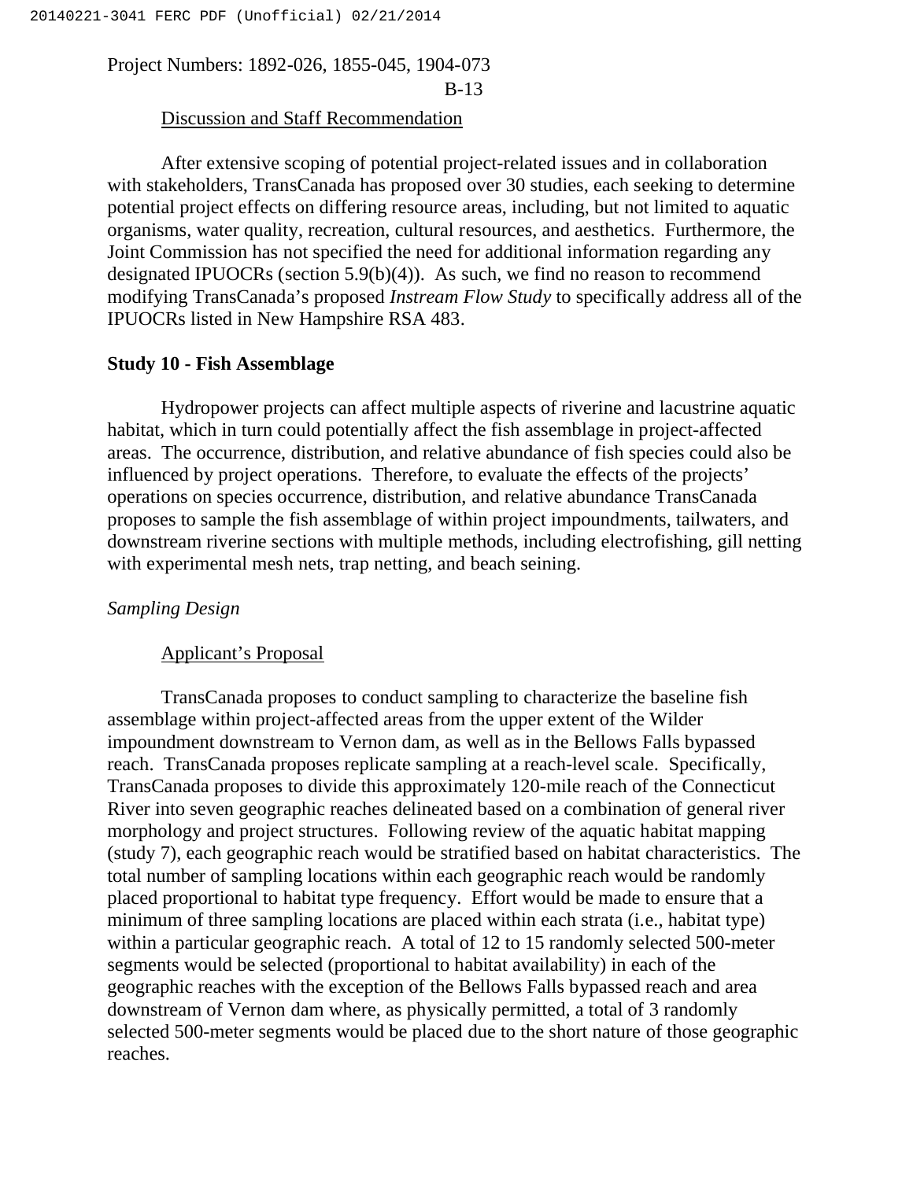Discussion and Staff Recommendation

After extensive scoping of potential project-related issues and in collaboration with stakeholders, TransCanada has proposed over 30 studies, each seeking to determine potential project effects on differing resource areas, including, but not limited to aquatic organisms, water quality, recreation, cultural resources, and aesthetics. Furthermore, the Joint Commission has not specified the need for additional information regarding any designated IPUOCRs (section 5.9(b)(4)). As such, we find no reason to recommend modifying TransCanada's proposed *Instream Flow Study* to specifically address all of the IPUOCRs listed in New Hampshire RSA 483.

**Study 10 - Fish Assemblage**

Hydropower projects can affect multiple aspects of riverine and lacustrine aquatic habitat, which in turn could potentially affect the fish assemblage in project-affected areas. The occurrence, distribution, and relative abundance of fish species could also be influenced by project operations. Therefore, to evaluate the effects of the projects' operations on species occurrence, distribution, and relative abundance TransCanada proposes to sample the fish assemblage of within project impoundments, tailwaters, and downstream riverine sections with multiple methods, including electrofishing, gill netting with experimental mesh nets, trap netting, and beach seining.

*Sampling Design*

Applicant's Proposal

TransCanada proposes to conduct sampling to characterize the baseline fish assemblage within project-affected areas from the upper extent of the Wilder impoundment downstream to Vernon dam, as well as in the Bellows Falls bypassed reach. TransCanada proposes replicate sampling at a reach-level scale. Specifically, TransCanada proposes to divide this approximately 120-mile reach of the Connecticut River into seven geographic reaches delineated based on a combination of general river morphology and project structures. Following review of the aquatic habitat mapping (study 7), each geographic reach would be stratified based on habitat characteristics. The total number of sampling locations within each geographic reach would be randomly placed proportional to habitat type frequency. Effort would be made to ensure that a minimum of three sampling locations are placed within each strata (i.e., habitat type) within a particular geographic reach. A total of 12 to 15 randomly selected 500-meter segments would be selected (proportional to habitat availability) in each of the geographic reaches with the exception of the Bellows Falls bypassed reach and area downstream of Vernon dam where, as physically permitted, a total of 3 randomly selected 500-meter segments would be placed due to the short nature of those geographic reaches.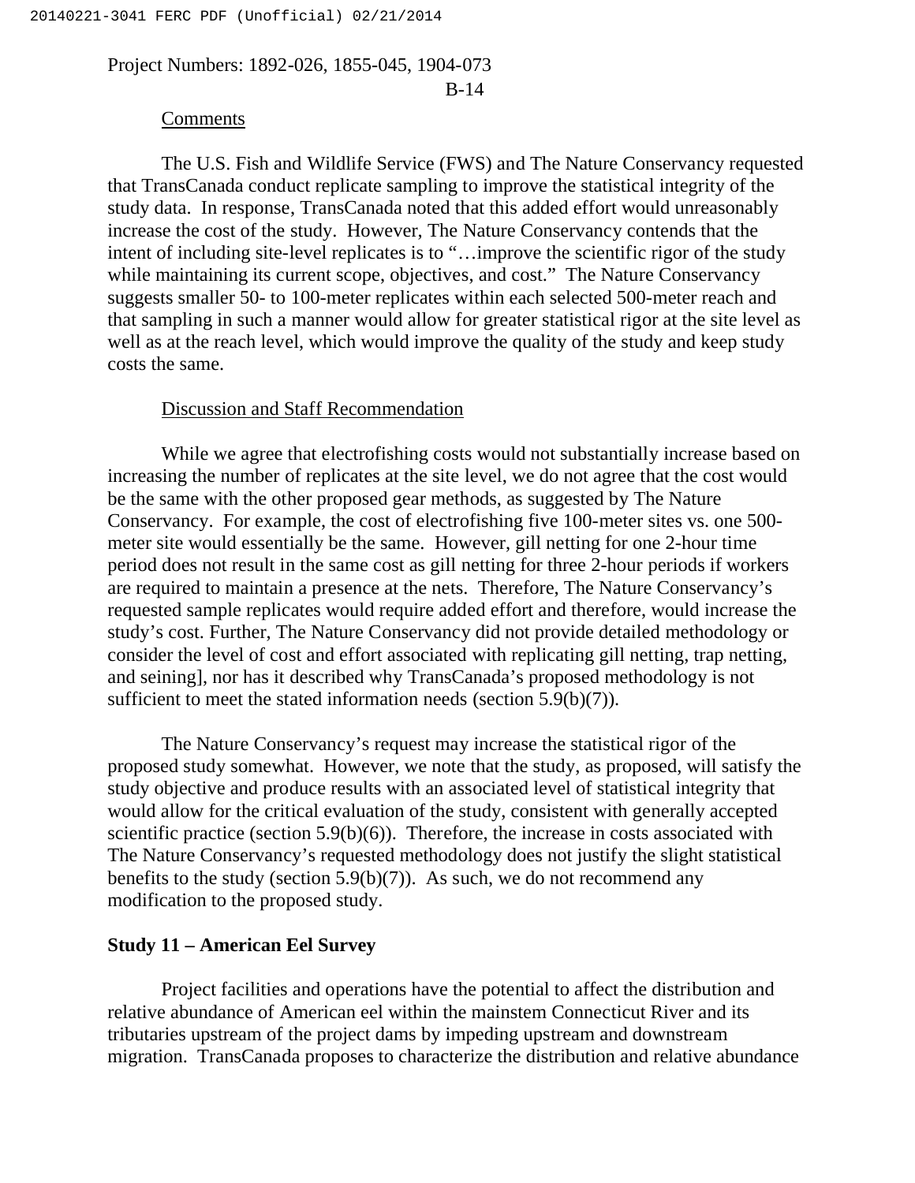Comments

The U.S. Fish and Wildlife Service (FWS) and The Nature Conservancy requested that TransCanada conduct replicate sampling to improve the statistical integrity of the study data. In response, TransCanada noted that this added effort would unreasonably increase the cost of the study. However, The Nature Conservancy contends that the intent of including site-level replicates is to "…improve the scientific rigor of the study while maintaining its current scope, objectives, and cost." The Nature Conservancy suggests smaller 50- to 100-meter replicates within each selected 500-meter reach and that sampling in such a manner would allow for greater statistical rigor at the site level as well as at the reach level, which would improve the quality of the study and keep study costs the same.

Discussion and Staff Recommendation

While we agree that electrofishing costs would not substantially increase based on increasing the number of replicates at the site level, we do not agree that the cost would be the same with the other proposed gear methods, as suggested by The Nature Conservancy. For example, the cost of electrofishing five 100-meter sites vs. one 500-meter site would essentially be the same. However, gill netting for one 2-hour time period does not result in the same cost as gill netting for three 2-hour periods if workers are required to maintain a presence at the nets. Therefore, The Nature Conservancy's requested sample replicates would require added effort and therefore, would increase the study's cost. Further, The Nature Conservancy did not provide detailed methodology or consider the level of cost and effort associated with replicating gill netting, trap netting, and seining], nor has it described why TransCanada's proposed methodology is not sufficient to meet the stated information needs (section 5.9(b)(7)).

The Nature Conservancy's request may increase the statistical rigor of the proposed study somewhat. However, we note that the study, as proposed, will satisfy the study objective and produce results with an associated level of statistical integrity that would allow for the critical evaluation of the study, consistent with generally accepted scientific practice (section 5.9(b)(6)). Therefore, the increase in costs associated with The Nature Conservancy's requested methodology does not justify the slight statistical benefits to the study (section 5.9(b)(7)). As such, we do not recommend any modification to the proposed study.

**Study 11 – American Eel Survey**

Project facilities and operations have the potential to affect the distribution and relative abundance of American eel within the mainstem Connecticut River and its tributaries upstream of the project dams by impeding upstream and downstream migration. TransCanada proposes to characterize the distribution and relative abundance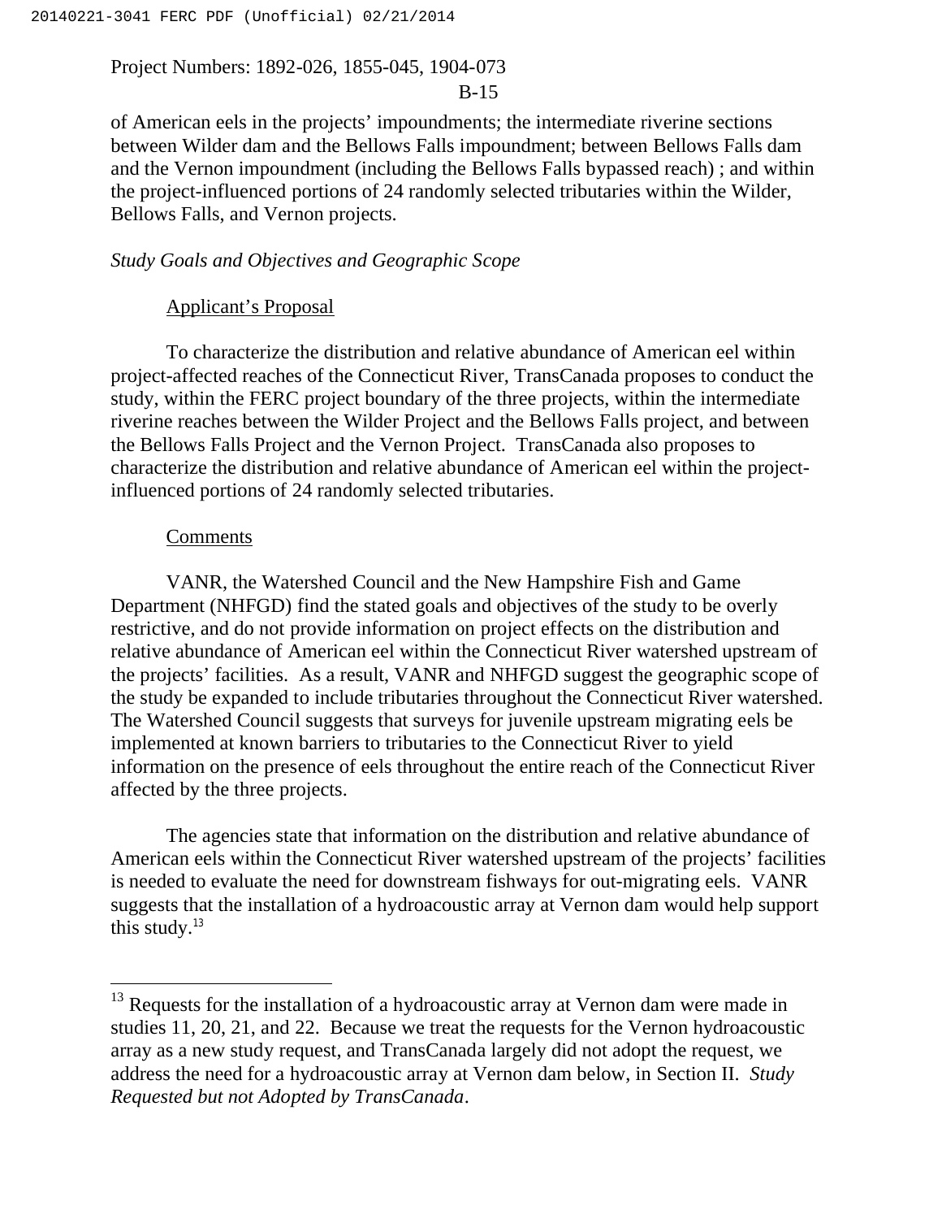of American eels in the projects' impoundments; the intermediate riverine sections between Wilder dam and the Bellows Falls impoundment; between Bellows Falls dam and the Vernon impoundment (including the Bellows Falls bypassed reach) ; and within the project-influenced portions of 24 randomly selected tributaries within the Wilder, Bellows Falls, and Vernon projects.

*Study Goals and Objectives and Geographic Scope*

Applicant's Proposal

To characterize the distribution and relative abundance of American eel within project-affected reaches of the Connecticut River, TransCanada proposes to conduct the study, within the FERC project boundary of the three projects, within the intermediate riverine reaches between the Wilder Project and the Bellows Falls project, and between the Bellows Falls Project and the Vernon Project. TransCanada also proposes to characterize the distribution and relative abundance of American eel within the project-influenced portions of 24 randomly selected tributaries.

Comments

VANR, the Watershed Council and the New Hampshire Fish and Game Department (NHFGD) find the stated goals and objectives of the study to be overly restrictive, and do not provide information on project effects on the distribution and relative abundance of American eel within the Connecticut River watershed upstream of the projects' facilities. As a result, VANR and NHFGD suggest the geographic scope of the study be expanded to include tributaries throughout the Connecticut River watershed. The Watershed Council suggests that surveys for juvenile upstream migrating eels be implemented at known barriers to tributaries to the Connecticut River to yield information on the presence of eels throughout the entire reach of the Connecticut River affected by the three projects.

The agencies state that information on the distribution and relative abundance of American eels within the Connecticut River watershed upstream of the projects' facilities is needed to evaluate the need for downstream fishways for out-migrating eels. VANR suggests that the installation of a hydroacoustic array at Vernon dam would help support this study.[13]

[13] Requests for the installation of a hydroacoustic array at Vernon dam were made in studies 11, 20, 21, and 22. Because we treat the requests for the Vernon hydroacoustic array as a new study request, and TransCanada largely did not adopt the request, we address the need for a hydroacoustic array at Vernon dam below, in Section II. *Study Requested but not Adopted by TransCanada*.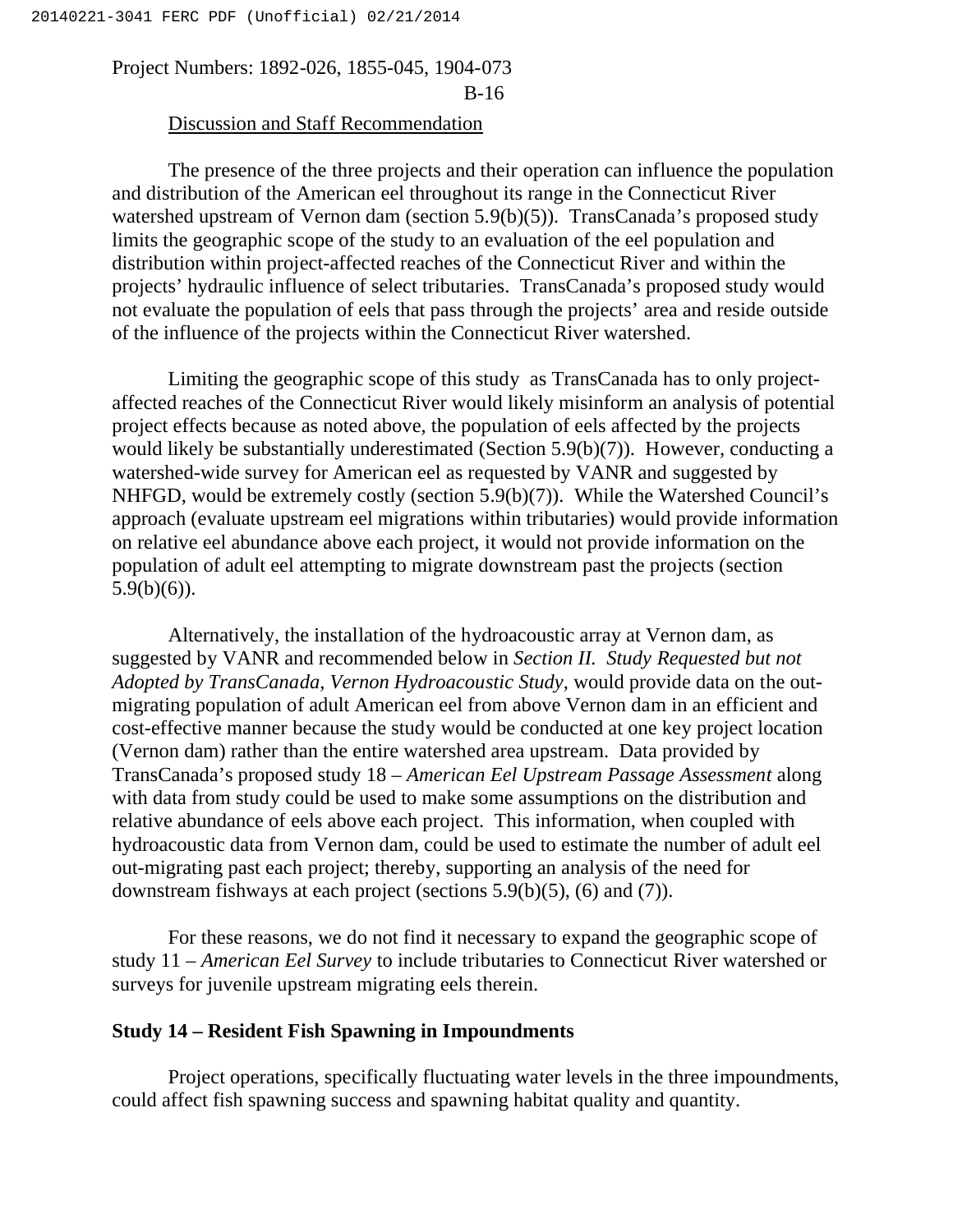Discussion and Staff Recommendation

The presence of the three projects and their operation can influence the population and distribution of the American eel throughout its range in the Connecticut River watershed upstream of Vernon dam (section 5.9(b)(5)). TransCanada's proposed study limits the geographic scope of the study to an evaluation of the eel population and distribution within project-affected reaches of the Connecticut River and within the projects' hydraulic influence of select tributaries. TransCanada's proposed study would not evaluate the population of eels that pass through the projects' area and reside outside of the influence of the projects within the Connecticut River watershed.

Limiting the geographic scope of this study as TransCanada has to only project-affected reaches of the Connecticut River would likely misinform an analysis of potential project effects because as noted above, the population of eels affected by the projects would likely be substantially underestimated (Section 5.9(b)(7)). However, conducting a watershed-wide survey for American eel as requested by VANR and suggested by NHFGD, would be extremely costly (section 5.9(b)(7)). While the Watershed Council's approach (evaluate upstream eel migrations within tributaries) would provide information on relative eel abundance above each project, it would not provide information on the population of adult eel attempting to migrate downstream past the projects (section 5.9(b)(6)).

Alternatively, the installation of the hydroacoustic array at Vernon dam, as suggested by VANR and recommended below in *Section II. Study Requested but not Adopted by TransCanada, Vernon Hydroacoustic Study,* would provide data on the out-migrating population of adult American eel from above Vernon dam in an efficient and cost-effective manner because the study would be conducted at one key project location (Vernon dam) rather than the entire watershed area upstream. Data provided by TransCanada's proposed study 18 – *American Eel Upstream Passage Assessment* along with data from study could be used to make some assumptions on the distribution and relative abundance of eels above each project. This information, when coupled with hydroacoustic data from Vernon dam, could be used to estimate the number of adult eel out-migrating past each project; thereby, supporting an analysis of the need for downstream fishways at each project (sections 5.9(b)(5), (6) and (7)).

For these reasons, we do not find it necessary to expand the geographic scope of study 11 – *American Eel Survey* to include tributaries to Connecticut River watershed or surveys for juvenile upstream migrating eels therein.

**Study 14 – Resident Fish Spawning in Impoundments**

Project operations, specifically fluctuating water levels in the three impoundments, could affect fish spawning success and spawning habitat quality and quantity.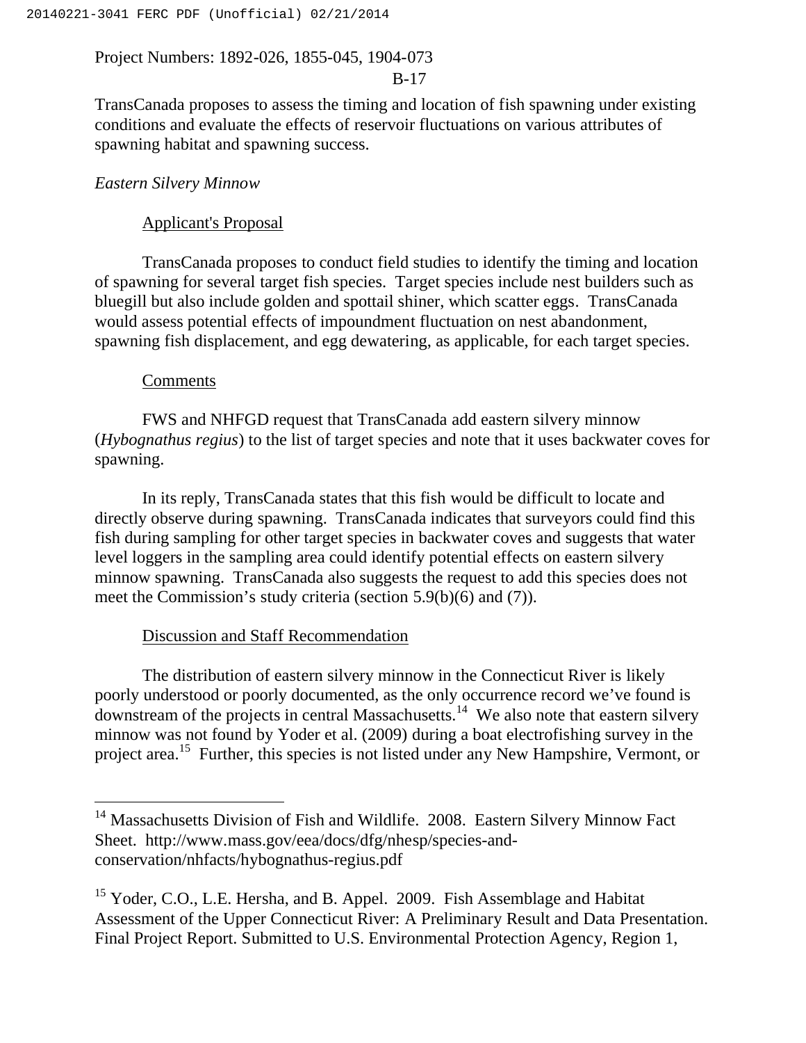TransCanada proposes to assess the timing and location of fish spawning under existing conditions and evaluate the effects of reservoir fluctuations on various attributes of spawning habitat and spawning success.

*Eastern Silvery Minnow*

Applicant's Proposal

TransCanada proposes to conduct field studies to identify the timing and location of spawning for several target fish species. Target species include nest builders such as bluegill but also include golden and spottail shiner, which scatter eggs. TransCanada would assess potential effects of impoundment fluctuation on nest abandonment, spawning fish displacement, and egg dewatering, as applicable, for each target species.

Comments

FWS and NHFGD request that TransCanada add eastern silvery minnow (*Hybognathus regius*) to the list of target species and note that it uses backwater coves for spawning.

In its reply, TransCanada states that this fish would be difficult to locate and directly observe during spawning. TransCanada indicates that surveyors could find this fish during sampling for other target species in backwater coves and suggests that water level loggers in the sampling area could identify potential effects on eastern silvery minnow spawning. TransCanada also suggests the request to add this species does not meet the Commission's study criteria (section 5.9(b)(6) and (7)).

Discussion and Staff Recommendation

The distribution of eastern silvery minnow in the Connecticut River is likely poorly understood or poorly documented, as the only occurrence record we've found is downstream of the projects in central Massachusetts.[14] We also note that eastern silvery minnow was not found by Yoder et al. (2009) during a boat electrofishing survey in the project area.[15] Further, this species is not listed under any New Hampshire, Vermont, or

---

[14] Massachusetts Division of Fish and Wildlife. 2008. Eastern Silvery Minnow Fact Sheet. http://www.mass.gov/eea/docs/dfg/nhesp/species-and-conservation/nhfacts/hybognathus-regius.pdf

[15] Yoder, C.O., L.E. Hersha, and B. Appel. 2009. Fish Assemblage and Habitat Assessment of the Upper Connecticut River: A Preliminary Result and Data Presentation. Final Project Report. Submitted to U.S. Environmental Protection Agency, Region 1,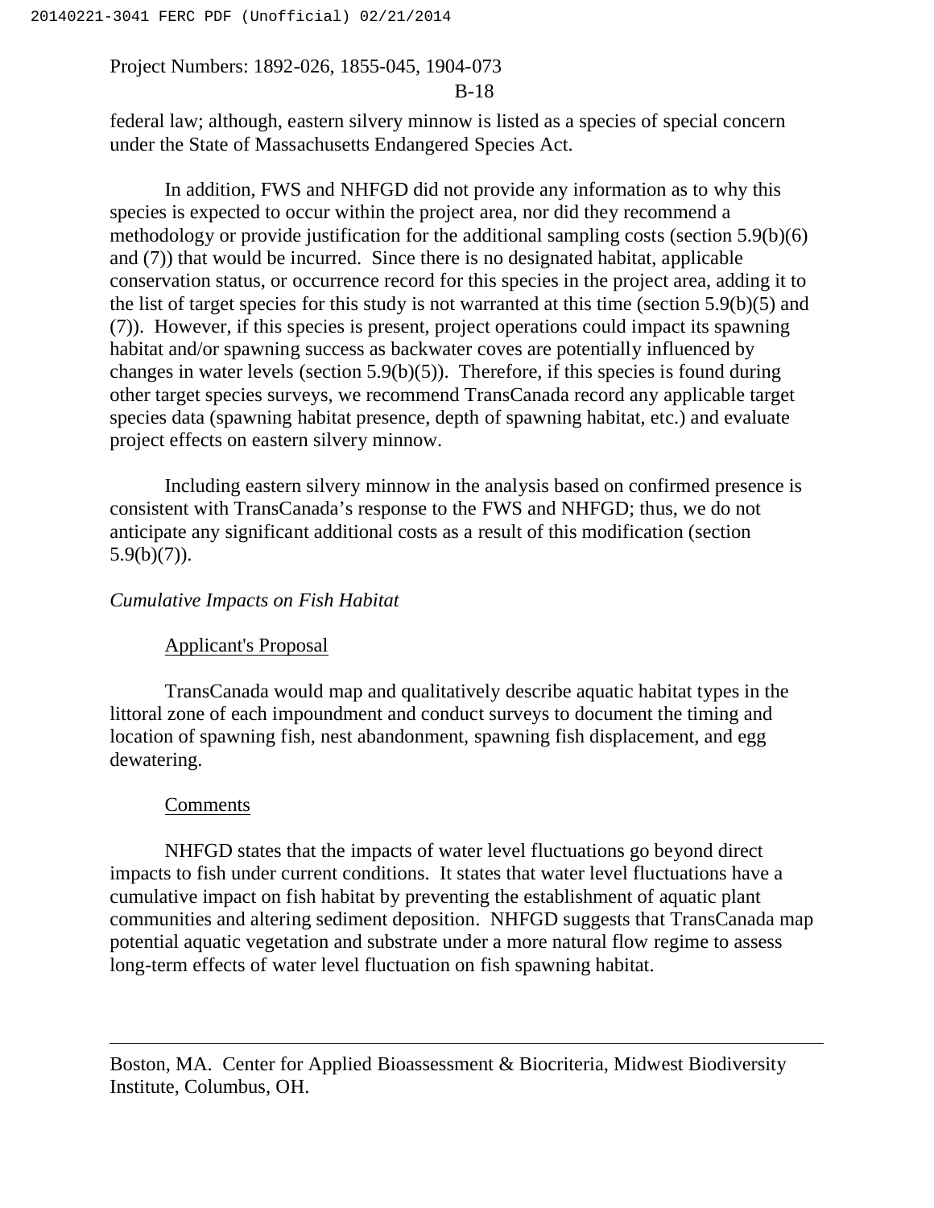federal law; although, eastern silvery minnow is listed as a species of special concern under the State of Massachusetts Endangered Species Act.

In addition, FWS and NHFGD did not provide any information as to why this species is expected to occur within the project area, nor did they recommend a methodology or provide justification for the additional sampling costs (section 5.9(b)(6) and (7)) that would be incurred. Since there is no designated habitat, applicable conservation status, or occurrence record for this species in the project area, adding it to the list of target species for this study is not warranted at this time (section 5.9(b)(5) and (7)). However, if this species is present, project operations could impact its spawning habitat and/or spawning success as backwater coves are potentially influenced by changes in water levels (section 5.9(b)(5)). Therefore, if this species is found during other target species surveys, we recommend TransCanada record any applicable target species data (spawning habitat presence, depth of spawning habitat, etc.) and evaluate project effects on eastern silvery minnow.

Including eastern silvery minnow in the analysis based on confirmed presence is consistent with TransCanada's response to the FWS and NHFGD; thus, we do not anticipate any significant additional costs as a result of this modification (section 5.9(b)(7)).

*Cumulative Impacts on Fish Habitat*

Applicant's Proposal

TransCanada would map and qualitatively describe aquatic habitat types in the littoral zone of each impoundment and conduct surveys to document the timing and location of spawning fish, nest abandonment, spawning fish displacement, and egg dewatering.

Comments

NHFGD states that the impacts of water level fluctuations go beyond direct impacts to fish under current conditions. It states that water level fluctuations have a cumulative impact on fish habitat by preventing the establishment of aquatic plant communities and altering sediment deposition. NHFGD suggests that TransCanada map potential aquatic vegetation and substrate under a more natural flow regime to assess long-term effects of water level fluctuation on fish spawning habitat.

---

Boston, MA. Center for Applied Bioassessment & Biocriteria, Midwest Biodiversity Institute, Columbus, OH.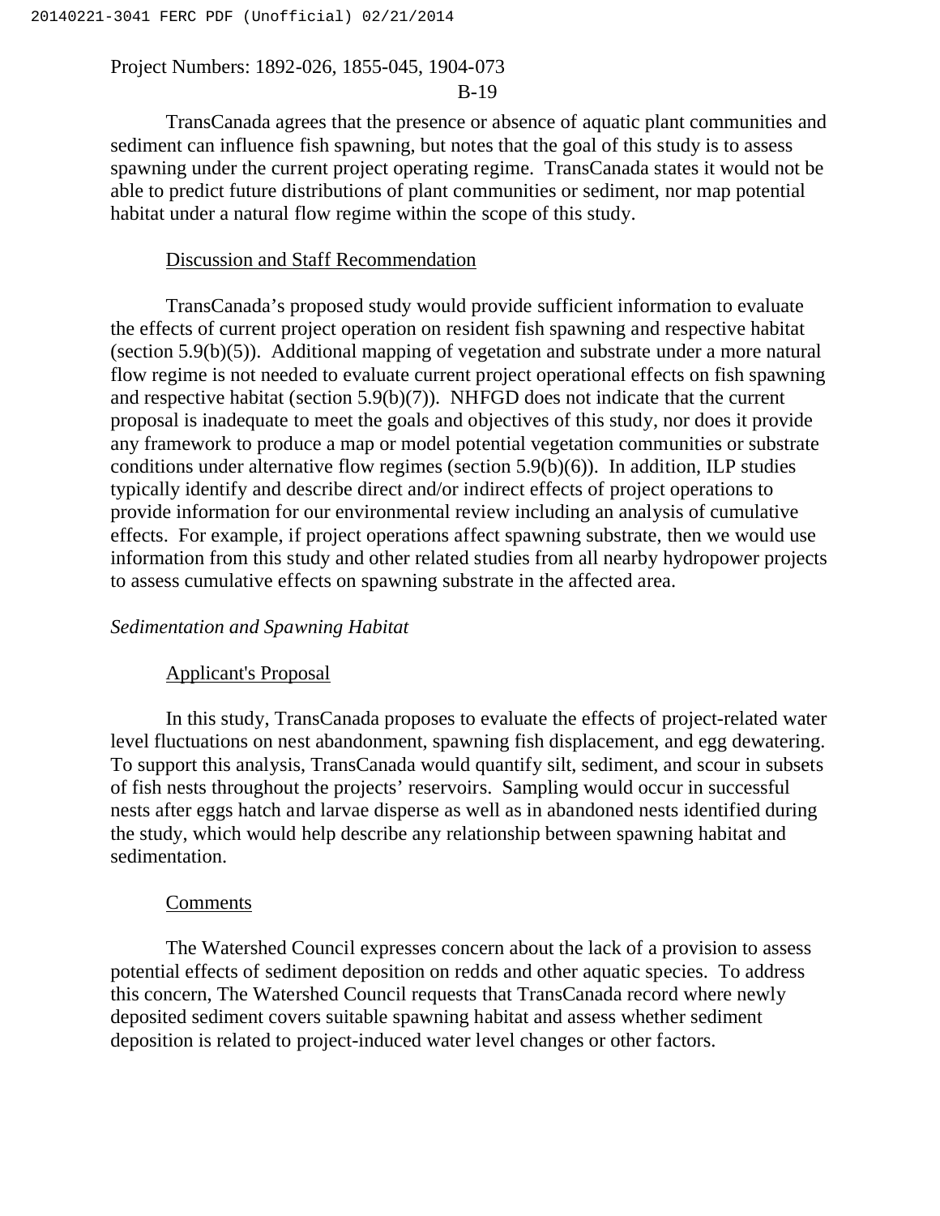TransCanada agrees that the presence or absence of aquatic plant communities and sediment can influence fish spawning, but notes that the goal of this study is to assess spawning under the current project operating regime. TransCanada states it would not be able to predict future distributions of plant communities or sediment, nor map potential habitat under a natural flow regime within the scope of this study.

Discussion and Staff Recommendation

TransCanada's proposed study would provide sufficient information to evaluate the effects of current project operation on resident fish spawning and respective habitat (section 5.9(b)(5)). Additional mapping of vegetation and substrate under a more natural flow regime is not needed to evaluate current project operational effects on fish spawning and respective habitat (section 5.9(b)(7)). NHFGD does not indicate that the current proposal is inadequate to meet the goals and objectives of this study, nor does it provide any framework to produce a map or model potential vegetation communities or substrate conditions under alternative flow regimes (section 5.9(b)(6)). In addition, ILP studies typically identify and describe direct and/or indirect effects of project operations to provide information for our environmental review including an analysis of cumulative effects. For example, if project operations affect spawning substrate, then we would use information from this study and other related studies from all nearby hydropower projects to assess cumulative effects on spawning substrate in the affected area.

*Sedimentation and Spawning Habitat*

Applicant's Proposal

In this study, TransCanada proposes to evaluate the effects of project-related water level fluctuations on nest abandonment, spawning fish displacement, and egg dewatering. To support this analysis, TransCanada would quantify silt, sediment, and scour in subsets of fish nests throughout the projects' reservoirs. Sampling would occur in successful nests after eggs hatch and larvae disperse as well as in abandoned nests identified during the study, which would help describe any relationship between spawning habitat and sedimentation.

Comments

The Watershed Council expresses concern about the lack of a provision to assess potential effects of sediment deposition on redds and other aquatic species. To address this concern, The Watershed Council requests that TransCanada record where newly deposited sediment covers suitable spawning habitat and assess whether sediment deposition is related to project-induced water level changes or other factors.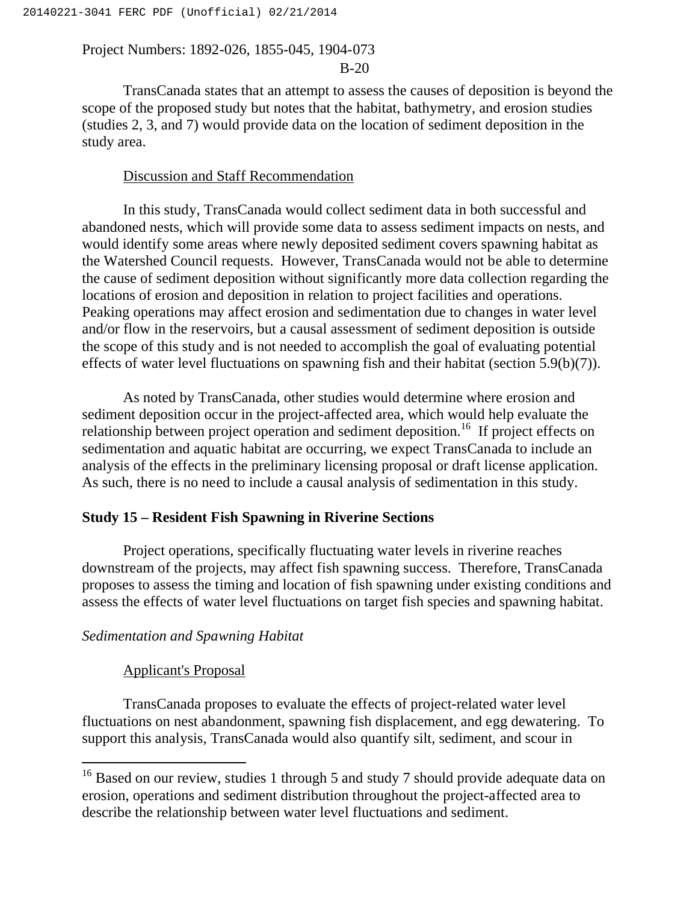TransCanada states that an attempt to assess the causes of deposition is beyond the scope of the proposed study but notes that the habitat, bathymetry, and erosion studies (studies 2, 3, and 7) would provide data on the location of sediment deposition in the study area.

Discussion and Staff Recommendation

In this study, TransCanada would collect sediment data in both successful and abandoned nests, which will provide some data to assess sediment impacts on nests, and would identify some areas where newly deposited sediment covers spawning habitat as the Watershed Council requests. However, TransCanada would not be able to determine the cause of sediment deposition without significantly more data collection regarding the locations of erosion and deposition in relation to project facilities and operations. Peaking operations may affect erosion and sedimentation due to changes in water level and/or flow in the reservoirs, but a causal assessment of sediment deposition is outside the scope of this study and is not needed to accomplish the goal of evaluating potential effects of water level fluctuations on spawning fish and their habitat (section 5.9(b)(7)).

As noted by TransCanada, other studies would determine where erosion and sediment deposition occur in the project-affected area, which would help evaluate the relationship between project operation and sediment deposition.[16] If project effects on sedimentation and aquatic habitat are occurring, we expect TransCanada to include an analysis of the effects in the preliminary licensing proposal or draft license application. As such, there is no need to include a causal analysis of sedimentation in this study.

**Study 15 – Resident Fish Spawning in Riverine Sections**

Project operations, specifically fluctuating water levels in riverine reaches downstream of the projects, may affect fish spawning success. Therefore, TransCanada proposes to assess the timing and location of fish spawning under existing conditions and assess the effects of water level fluctuations on target fish species and spawning habitat.

*Sedimentation and Spawning Habitat*

Applicant's Proposal

TransCanada proposes to evaluate the effects of project-related water level fluctuations on nest abandonment, spawning fish displacement, and egg dewatering. To support this analysis, TransCanada would also quantify silt, sediment, and scour in

[16] Based on our review, studies 1 through 5 and study 7 should provide adequate data on erosion, operations and sediment distribution throughout the project-affected area to describe the relationship between water level fluctuations and sediment.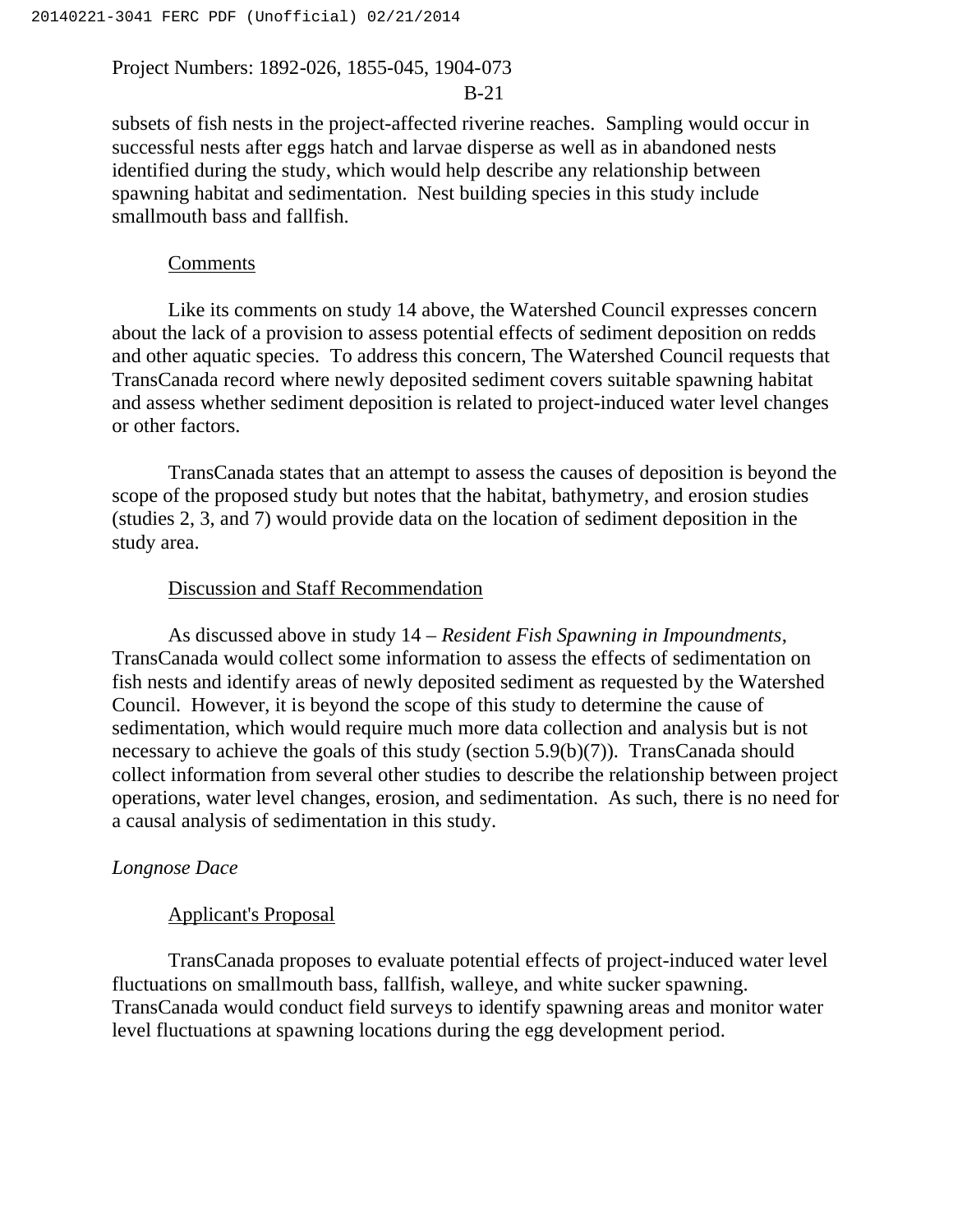subsets of fish nests in the project-affected riverine reaches. Sampling would occur in successful nests after eggs hatch and larvae disperse as well as in abandoned nests identified during the study, which would help describe any relationship between spawning habitat and sedimentation. Nest building species in this study include smallmouth bass and fallfish.

Comments

Like its comments on study 14 above, the Watershed Council expresses concern about the lack of a provision to assess potential effects of sediment deposition on redds and other aquatic species. To address this concern, The Watershed Council requests that TransCanada record where newly deposited sediment covers suitable spawning habitat and assess whether sediment deposition is related to project-induced water level changes or other factors.

TransCanada states that an attempt to assess the causes of deposition is beyond the scope of the proposed study but notes that the habitat, bathymetry, and erosion studies (studies 2, 3, and 7) would provide data on the location of sediment deposition in the study area.

Discussion and Staff Recommendation

As discussed above in study 14 – *Resident Fish Spawning in Impoundments*, TransCanada would collect some information to assess the effects of sedimentation on fish nests and identify areas of newly deposited sediment as requested by the Watershed Council. However, it is beyond the scope of this study to determine the cause of sedimentation, which would require much more data collection and analysis but is not necessary to achieve the goals of this study (section 5.9(b)(7)). TransCanada should collect information from several other studies to describe the relationship between project operations, water level changes, erosion, and sedimentation. As such, there is no need for a causal analysis of sedimentation in this study.

*Longnose Dace*

Applicant's Proposal

TransCanada proposes to evaluate potential effects of project-induced water level fluctuations on smallmouth bass, fallfish, walleye, and white sucker spawning. TransCanada would conduct field surveys to identify spawning areas and monitor water level fluctuations at spawning locations during the egg development period.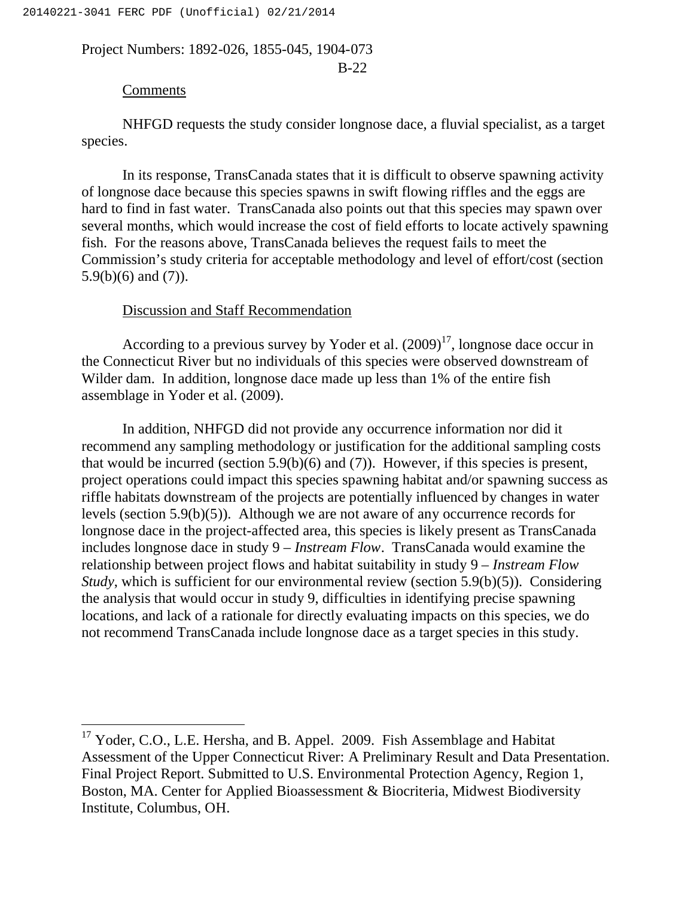Comments

NHFGD requests the study consider longnose dace, a fluvial specialist, as a target species.

In its response, TransCanada states that it is difficult to observe spawning activity of longnose dace because this species spawns in swift flowing riffles and the eggs are hard to find in fast water. TransCanada also points out that this species may spawn over several months, which would increase the cost of field efforts to locate actively spawning fish. For the reasons above, TransCanada believes the request fails to meet the Commission's study criteria for acceptable methodology and level of effort/cost (section 5.9(b)(6) and (7)).

Discussion and Staff Recommendation

According to a previous survey by Yoder et al. (2009)[17], longnose dace occur in the Connecticut River but no individuals of this species were observed downstream of Wilder dam. In addition, longnose dace made up less than 1% of the entire fish assemblage in Yoder et al. (2009).

In addition, NHFGD did not provide any occurrence information nor did it recommend any sampling methodology or justification for the additional sampling costs that would be incurred (section 5.9(b)(6) and (7)). However, if this species is present, project operations could impact this species spawning habitat and/or spawning success as riffle habitats downstream of the projects are potentially influenced by changes in water levels (section 5.9(b)(5)). Although we are not aware of any occurrence records for longnose dace in the project-affected area, this species is likely present as TransCanada includes longnose dace in study 9 – *Instream Flow*. TransCanada would examine the relationship between project flows and habitat suitability in study 9 – *Instream Flow Study*, which is sufficient for our environmental review (section 5.9(b)(5)). Considering the analysis that would occur in study 9, difficulties in identifying precise spawning locations, and lack of a rationale for directly evaluating impacts on this species, we do not recommend TransCanada include longnose dace as a target species in this study.

---

[17] Yoder, C.O., L.E. Hersha, and B. Appel. 2009. Fish Assemblage and Habitat Assessment of the Upper Connecticut River: A Preliminary Result and Data Presentation. Final Project Report. Submitted to U.S. Environmental Protection Agency, Region 1, Boston, MA. Center for Applied Bioassessment & Biocriteria, Midwest Biodiversity Institute, Columbus, OH.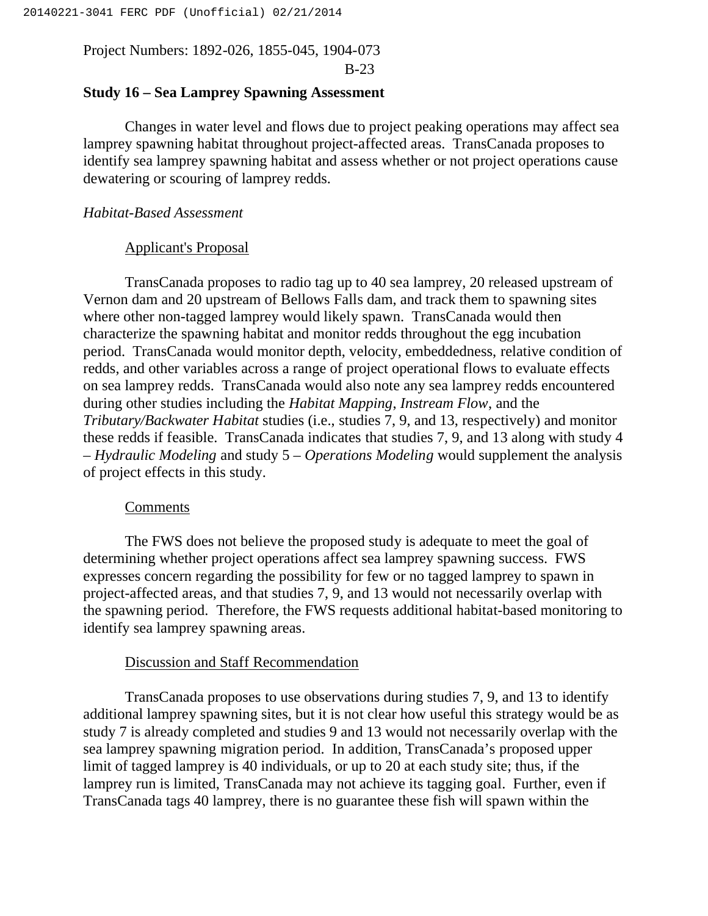### Study 16 – Sea Lamprey Spawning Assessment

Changes in water level and flows due to project peaking operations may affect sea lamprey spawning habitat throughout project-affected areas. TransCanada proposes to identify sea lamprey spawning habitat and assess whether or not project operations cause dewatering or scouring of lamprey redds.

*Habitat-Based Assessment*

Applicant's Proposal

TransCanada proposes to radio tag up to 40 sea lamprey, 20 released upstream of Vernon dam and 20 upstream of Bellows Falls dam, and track them to spawning sites where other non-tagged lamprey would likely spawn. TransCanada would then characterize the spawning habitat and monitor redds throughout the egg incubation period. TransCanada would monitor depth, velocity, embeddedness, relative condition of redds, and other variables across a range of project operational flows to evaluate effects on sea lamprey redds. TransCanada would also note any sea lamprey redds encountered during other studies including the *Habitat Mapping*, *Instream Flow*, and the *Tributary/Backwater Habitat* studies (i.e., studies 7, 9, and 13, respectively) and monitor these redds if feasible. TransCanada indicates that studies 7, 9, and 13 along with study 4 – *Hydraulic Modeling* and study 5 – *Operations Modeling* would supplement the analysis of project effects in this study.

Comments

The FWS does not believe the proposed study is adequate to meet the goal of determining whether project operations affect sea lamprey spawning success. FWS expresses concern regarding the possibility for few or no tagged lamprey to spawn in project-affected areas, and that studies 7, 9, and 13 would not necessarily overlap with the spawning period. Therefore, the FWS requests additional habitat-based monitoring to identify sea lamprey spawning areas.

Discussion and Staff Recommendation

TransCanada proposes to use observations during studies 7, 9, and 13 to identify additional lamprey spawning sites, but it is not clear how useful this strategy would be as study 7 is already completed and studies 9 and 13 would not necessarily overlap with the sea lamprey spawning migration period. In addition, TransCanada's proposed upper limit of tagged lamprey is 40 individuals, or up to 20 at each study site; thus, if the lamprey run is limited, TransCanada may not achieve its tagging goal. Further, even if TransCanada tags 40 lamprey, there is no guarantee these fish will spawn within the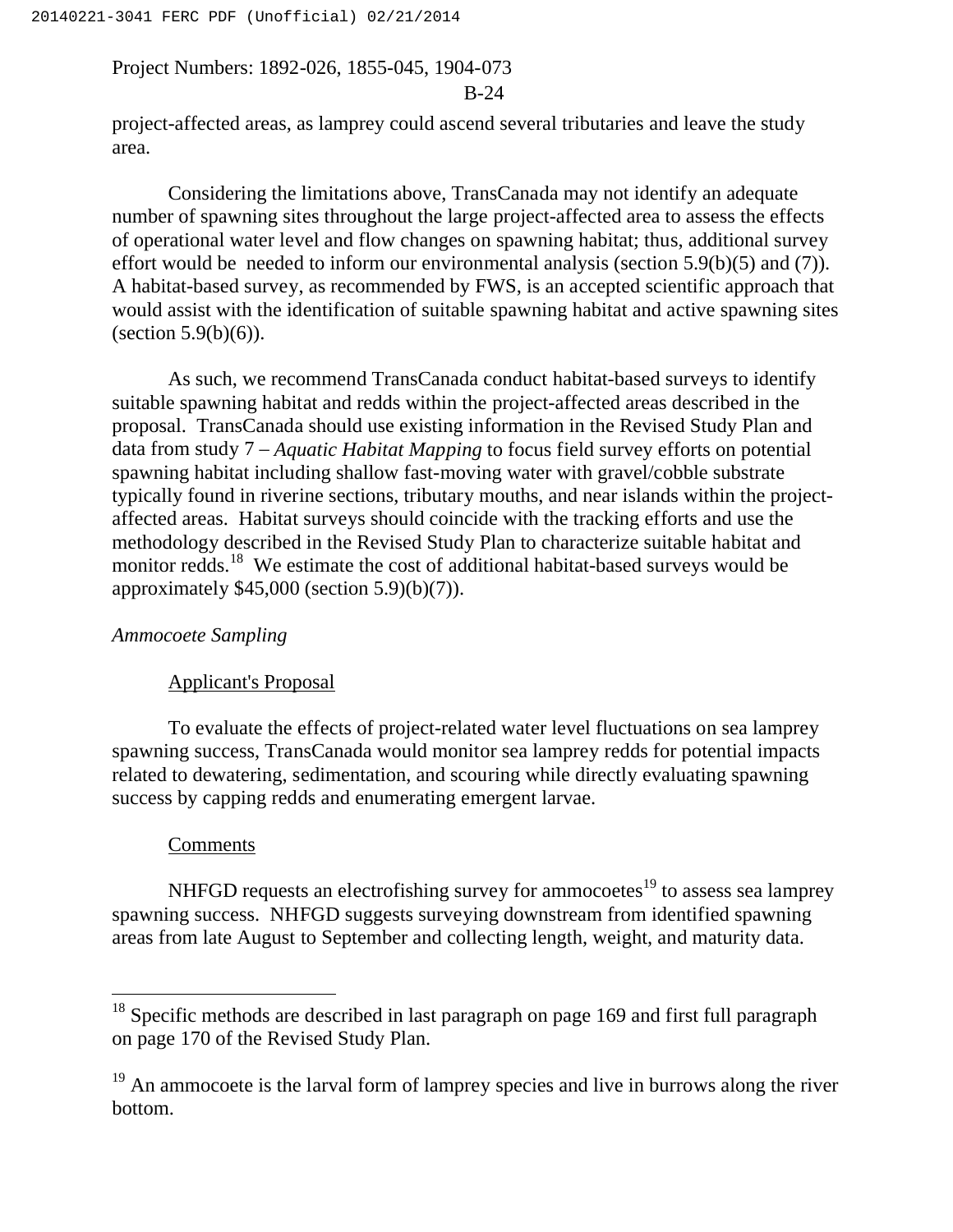project-affected areas, as lamprey could ascend several tributaries and leave the study area.

Considering the limitations above, TransCanada may not identify an adequate number of spawning sites throughout the large project-affected area to assess the effects of operational water level and flow changes on spawning habitat; thus, additional survey effort would be needed to inform our environmental analysis (section 5.9(b)(5) and (7)). A habitat-based survey, as recommended by FWS, is an accepted scientific approach that would assist with the identification of suitable spawning habitat and active spawning sites (section 5.9(b)(6)).

As such, we recommend TransCanada conduct habitat-based surveys to identify suitable spawning habitat and redds within the project-affected areas described in the proposal. TransCanada should use existing information in the Revised Study Plan and data from study 7 – *Aquatic Habitat Mapping* to focus field survey efforts on potential spawning habitat including shallow fast-moving water with gravel/cobble substrate typically found in riverine sections, tributary mouths, and near islands within the project-affected areas. Habitat surveys should coincide with the tracking efforts and use the methodology described in the Revised Study Plan to characterize suitable habitat and monitor redds.[18] We estimate the cost of additional habitat-based surveys would be approximately $45,000 (section 5.9)(b)(7)).

*Ammocoete Sampling*

Applicant's Proposal

To evaluate the effects of project-related water level fluctuations on sea lamprey spawning success, TransCanada would monitor sea lamprey redds for potential impacts related to dewatering, sedimentation, and scouring while directly evaluating spawning success by capping redds and enumerating emergent larvae.

Comments

NHFGD requests an electrofishing survey for ammocoetes[19] to assess sea lamprey spawning success. NHFGD suggests surveying downstream from identified spawning areas from late August to September and collecting length, weight, and maturity data.

---

[18] Specific methods are described in last paragraph on page 169 and first full paragraph on page 170 of the Revised Study Plan.

[19] An ammocoete is the larval form of lamprey species and live in burrows along the river bottom.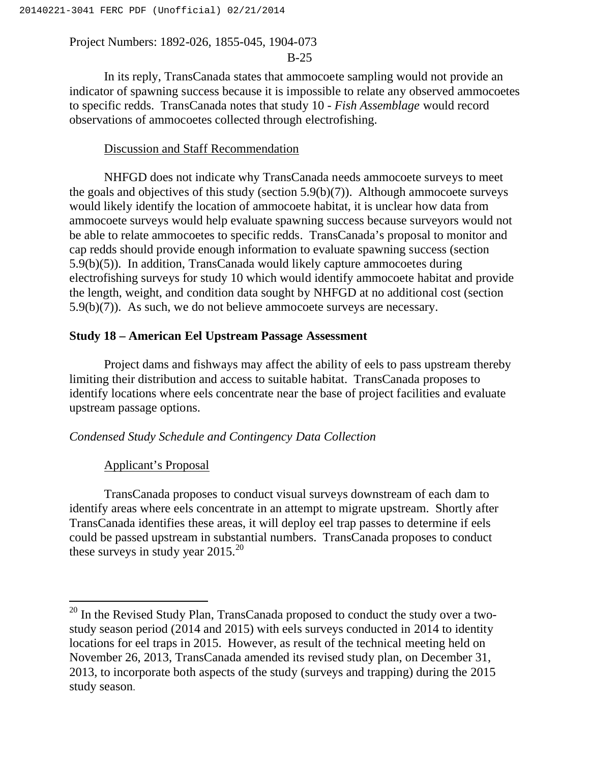In its reply, TransCanada states that ammocoete sampling would not provide an indicator of spawning success because it is impossible to relate any observed ammocoetes to specific redds. TransCanada notes that study 10 - *Fish Assemblage* would record observations of ammocoetes collected through electrofishing.

Discussion and Staff Recommendation

NHFGD does not indicate why TransCanada needs ammocoete surveys to meet the goals and objectives of this study (section 5.9(b)(7)). Although ammocoete surveys would likely identify the location of ammocoete habitat, it is unclear how data from ammocoete surveys would help evaluate spawning success because surveyors would not be able to relate ammocoetes to specific redds. TransCanada's proposal to monitor and cap redds should provide enough information to evaluate spawning success (section 5.9(b)(5)). In addition, TransCanada would likely capture ammocoetes during electrofishing surveys for study 10 which would identify ammocoete habitat and provide the length, weight, and condition data sought by NHFGD at no additional cost (section 5.9(b)(7)). As such, we do not believe ammocoete surveys are necessary.

**Study 18 – American Eel Upstream Passage Assessment**

Project dams and fishways may affect the ability of eels to pass upstream thereby limiting their distribution and access to suitable habitat. TransCanada proposes to identify locations where eels concentrate near the base of project facilities and evaluate upstream passage options.

*Condensed Study Schedule and Contingency Data Collection*

Applicant's Proposal

TransCanada proposes to conduct visual surveys downstream of each dam to identify areas where eels concentrate in an attempt to migrate upstream. Shortly after TransCanada identifies these areas, it will deploy eel trap passes to determine if eels could be passed upstream in substantial numbers. TransCanada proposes to conduct these surveys in study year 2015.[20]

[20] In the Revised Study Plan, TransCanada proposed to conduct the study over a two-study season period (2014 and 2015) with eels surveys conducted in 2014 to identity locations for eel traps in 2015. However, as result of the technical meeting held on November 26, 2013, TransCanada amended its revised study plan, on December 31, 2013, to incorporate both aspects of the study (surveys and trapping) during the 2015 study season.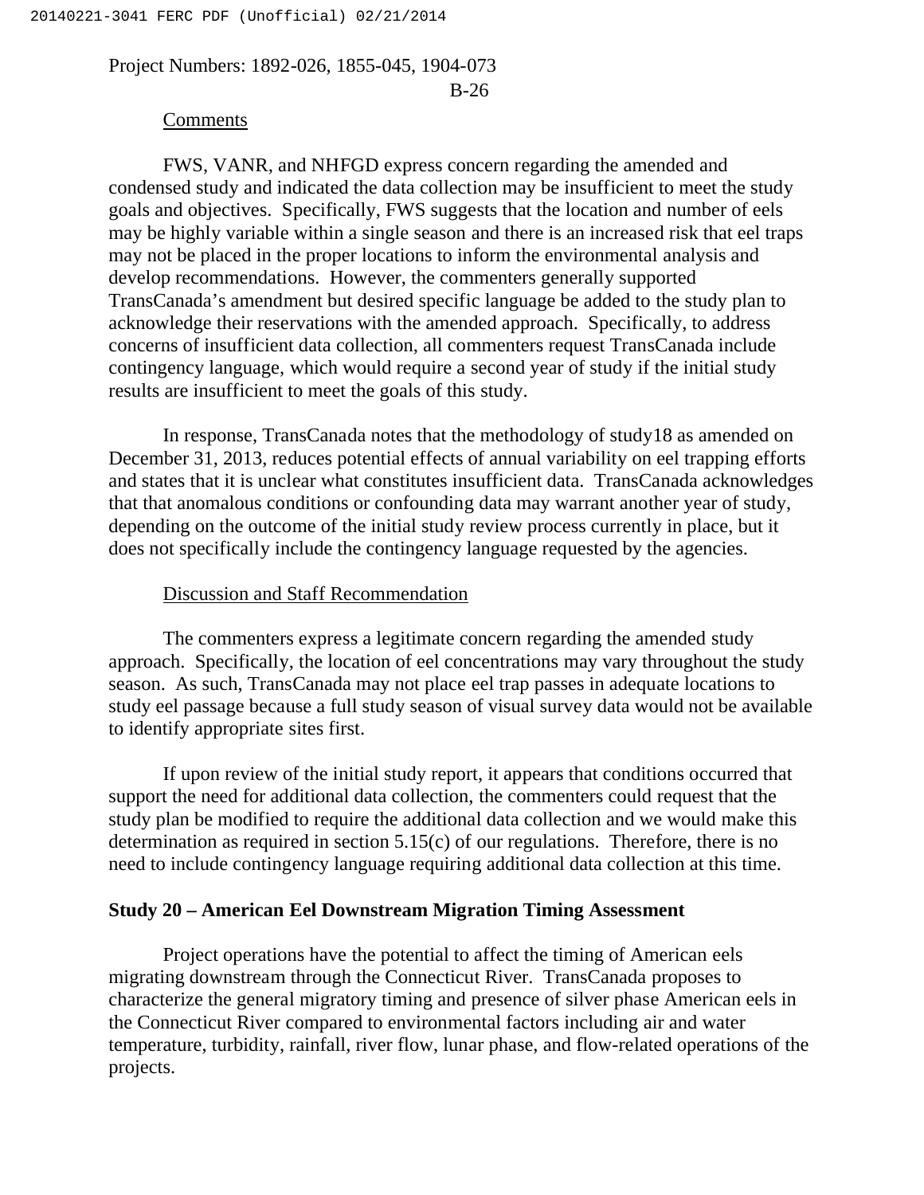Comments

FWS, VANR, and NHFGD express concern regarding the amended and condensed study and indicated the data collection may be insufficient to meet the study goals and objectives. Specifically, FWS suggests that the location and number of eels may be highly variable within a single season and there is an increased risk that eel traps may not be placed in the proper locations to inform the environmental analysis and develop recommendations. However, the commenters generally supported TransCanada's amendment but desired specific language be added to the study plan to acknowledge their reservations with the amended approach. Specifically, to address concerns of insufficient data collection, all commenters request TransCanada include contingency language, which would require a second year of study if the initial study results are insufficient to meet the goals of this study.

In response, TransCanada notes that the methodology of study18 as amended on December 31, 2013, reduces potential effects of annual variability on eel trapping efforts and states that it is unclear what constitutes insufficient data. TransCanada acknowledges that that anomalous conditions or confounding data may warrant another year of study, depending on the outcome of the initial study review process currently in place, but it does not specifically include the contingency language requested by the agencies.

Discussion and Staff Recommendation

The commenters express a legitimate concern regarding the amended study approach. Specifically, the location of eel concentrations may vary throughout the study season. As such, TransCanada may not place eel trap passes in adequate locations to study eel passage because a full study season of visual survey data would not be available to identify appropriate sites first.

If upon review of the initial study report, it appears that conditions occurred that support the need for additional data collection, the commenters could request that the study plan be modified to require the additional data collection and we would make this determination as required in section 5.15(c) of our regulations. Therefore, there is no need to include contingency language requiring additional data collection at this time.

**Study 20 – American Eel Downstream Migration Timing Assessment**

Project operations have the potential to affect the timing of American eels migrating downstream through the Connecticut River. TransCanada proposes to characterize the general migratory timing and presence of silver phase American eels in the Connecticut River compared to environmental factors including air and water temperature, turbidity, rainfall, river flow, lunar phase, and flow-related operations of the projects.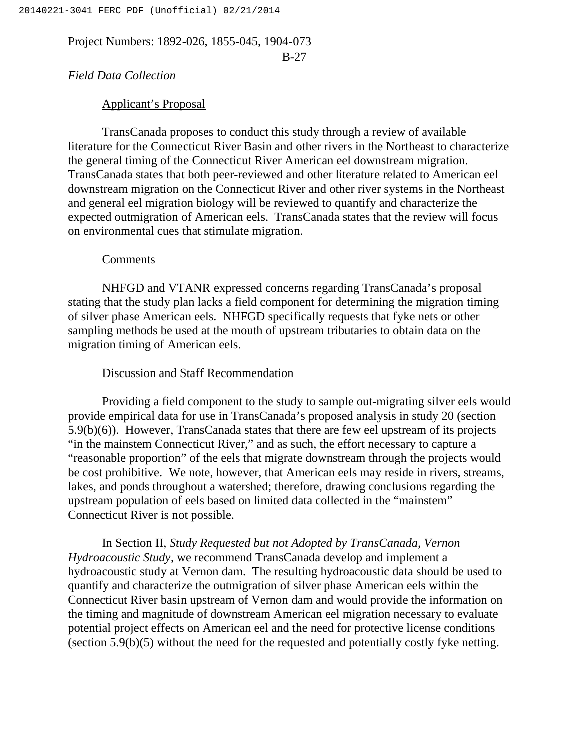*Field Data Collection*

Applicant's Proposal

TransCanada proposes to conduct this study through a review of available literature for the Connecticut River Basin and other rivers in the Northeast to characterize the general timing of the Connecticut River American eel downstream migration. TransCanada states that both peer-reviewed and other literature related to American eel downstream migration on the Connecticut River and other river systems in the Northeast and general eel migration biology will be reviewed to quantify and characterize the expected outmigration of American eels. TransCanada states that the review will focus on environmental cues that stimulate migration.

Comments

NHFGD and VTANR expressed concerns regarding TransCanada's proposal stating that the study plan lacks a field component for determining the migration timing of silver phase American eels. NHFGD specifically requests that fyke nets or other sampling methods be used at the mouth of upstream tributaries to obtain data on the migration timing of American eels.

Discussion and Staff Recommendation

Providing a field component to the study to sample out-migrating silver eels would provide empirical data for use in TransCanada's proposed analysis in study 20 (section 5.9(b)(6)). However, TransCanada states that there are few eel upstream of its projects "in the mainstem Connecticut River," and as such, the effort necessary to capture a "reasonable proportion" of the eels that migrate downstream through the projects would be cost prohibitive. We note, however, that American eels may reside in rivers, streams, lakes, and ponds throughout a watershed; therefore, drawing conclusions regarding the upstream population of eels based on limited data collected in the "mainstem" Connecticut River is not possible.

In Section II, *Study Requested but not Adopted by TransCanada, Vernon Hydroacoustic Study*, we recommend TransCanada develop and implement a hydroacoustic study at Vernon dam. The resulting hydroacoustic data should be used to quantify and characterize the outmigration of silver phase American eels within the Connecticut River basin upstream of Vernon dam and would provide the information on the timing and magnitude of downstream American eel migration necessary to evaluate potential project effects on American eel and the need for protective license conditions (section 5.9(b)(5) without the need for the requested and potentially costly fyke netting.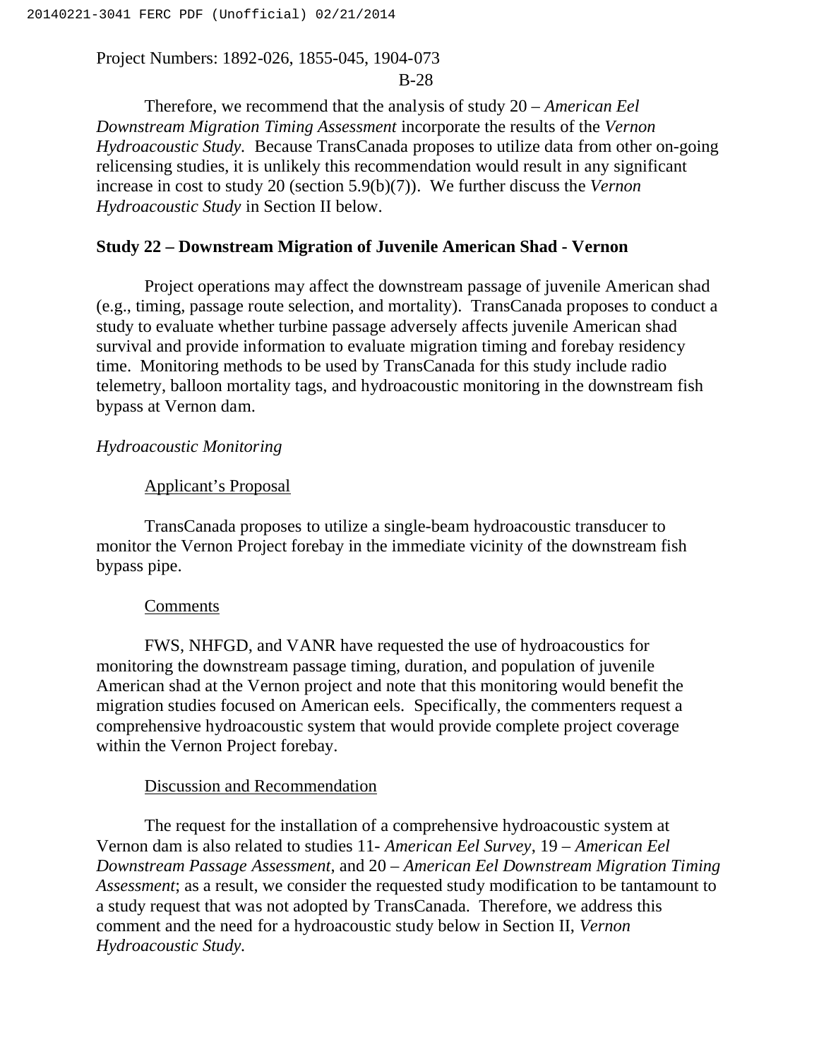Therefore, we recommend that the analysis of study 20 – *American Eel Downstream Migration Timing Assessment* incorporate the results of the *Vernon Hydroacoustic Study*. Because TransCanada proposes to utilize data from other on-going relicensing studies, it is unlikely this recommendation would result in any significant increase in cost to study 20 (section 5.9(b)(7)). We further discuss the *Vernon Hydroacoustic Study* in Section II below.

**Study 22 – Downstream Migration of Juvenile American Shad - Vernon**

Project operations may affect the downstream passage of juvenile American shad (e.g., timing, passage route selection, and mortality). TransCanada proposes to conduct a study to evaluate whether turbine passage adversely affects juvenile American shad survival and provide information to evaluate migration timing and forebay residency time. Monitoring methods to be used by TransCanada for this study include radio telemetry, balloon mortality tags, and hydroacoustic monitoring in the downstream fish bypass at Vernon dam.

*Hydroacoustic Monitoring*

Applicant's Proposal

TransCanada proposes to utilize a single-beam hydroacoustic transducer to monitor the Vernon Project forebay in the immediate vicinity of the downstream fish bypass pipe.

Comments

FWS, NHFGD, and VANR have requested the use of hydroacoustics for monitoring the downstream passage timing, duration, and population of juvenile American shad at the Vernon project and note that this monitoring would benefit the migration studies focused on American eels. Specifically, the commenters request a comprehensive hydroacoustic system that would provide complete project coverage within the Vernon Project forebay.

Discussion and Recommendation

The request for the installation of a comprehensive hydroacoustic system at Vernon dam is also related to studies 11- *American Eel Survey*, 19 – *American Eel Downstream Passage Assessment*, and 20 – *American Eel Downstream Migration Timing Assessment*; as a result, we consider the requested study modification to be tantamount to a study request that was not adopted by TransCanada. Therefore, we address this comment and the need for a hydroacoustic study below in Section II, *Vernon Hydroacoustic Study*.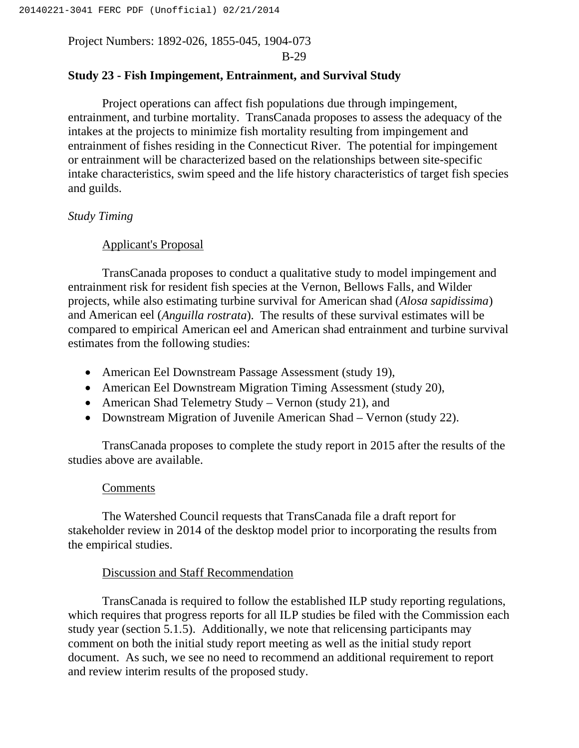Project Numbers: 1892-026, 1855-045, 1904-073

### Study 23 - Fish Impingement, Entrainment, and Survival Study

Project operations can affect fish populations due through impingement, entrainment, and turbine mortality. TransCanada proposes to assess the adequacy of the intakes at the projects to minimize fish mortality resulting from impingement and entrainment of fishes residing in the Connecticut River. The potential for impingement or entrainment will be characterized based on the relationships between site-specific intake characteristics, swim speed and the life history characteristics of target fish species and guilds.

*Study Timing*

Applicant's Proposal

TransCanada proposes to conduct a qualitative study to model impingement and entrainment risk for resident fish species at the Vernon, Bellows Falls, and Wilder projects, while also estimating turbine survival for American shad (*Alosa sapidissima*) and American eel (*Anguilla rostrata*). The results of these survival estimates will be compared to empirical American eel and American shad entrainment and turbine survival estimates from the following studies:

- American Eel Downstream Passage Assessment (study 19),
- American Eel Downstream Migration Timing Assessment (study 20),
- American Shad Telemetry Study – Vernon (study 21), and
- Downstream Migration of Juvenile American Shad – Vernon (study 22).

TransCanada proposes to complete the study report in 2015 after the results of the studies above are available.

Comments

The Watershed Council requests that TransCanada file a draft report for stakeholder review in 2014 of the desktop model prior to incorporating the results from the empirical studies.

Discussion and Staff Recommendation

TransCanada is required to follow the established ILP study reporting regulations, which requires that progress reports for all ILP studies be filed with the Commission each study year (section 5.1.5). Additionally, we note that relicensing participants may comment on both the initial study report meeting as well as the initial study report document. As such, we see no need to recommend an additional requirement to report and review interim results of the proposed study.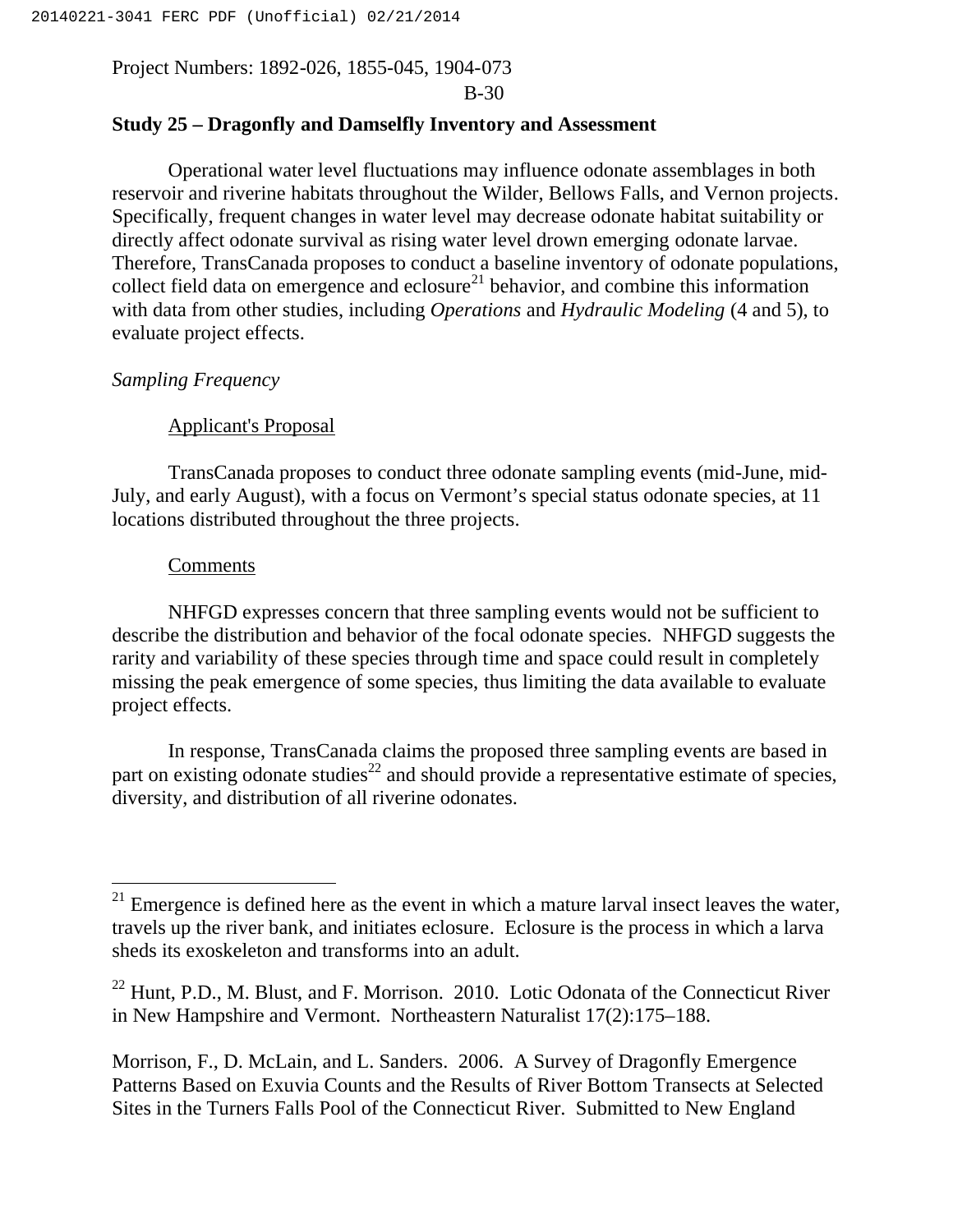Project Numbers: 1892-026, 1855-045, 1904-073

### Study 25 – Dragonfly and Damselfly Inventory and Assessment

Operational water level fluctuations may influence odonate assemblages in both reservoir and riverine habitats throughout the Wilder, Bellows Falls, and Vernon projects. Specifically, frequent changes in water level may decrease odonate habitat suitability or directly affect odonate survival as rising water level drown emerging odonate larvae. Therefore, TransCanada proposes to conduct a baseline inventory of odonate populations, collect field data on emergence and eclosure[21] behavior, and combine this information with data from other studies, including *Operations* and *Hydraulic Modeling* (4 and 5), to evaluate project effects.

*Sampling Frequency*

Applicant's Proposal

TransCanada proposes to conduct three odonate sampling events (mid-June, mid-July, and early August), with a focus on Vermont's special status odonate species, at 11 locations distributed throughout the three projects.

Comments

NHFGD expresses concern that three sampling events would not be sufficient to describe the distribution and behavior of the focal odonate species. NHFGD suggests the rarity and variability of these species through time and space could result in completely missing the peak emergence of some species, thus limiting the data available to evaluate project effects.

In response, TransCanada claims the proposed three sampling events are based in part on existing odonate studies[22] and should provide a representative estimate of species, diversity, and distribution of all riverine odonates.

---

[21] Emergence is defined here as the event in which a mature larval insect leaves the water, travels up the river bank, and initiates eclosure. Eclosure is the process in which a larva sheds its exoskeleton and transforms into an adult.

[22] Hunt, P.D., M. Blust, and F. Morrison. 2010. Lotic Odonata of the Connecticut River in New Hampshire and Vermont. Northeastern Naturalist 17(2):175–188.

Morrison, F., D. McLain, and L. Sanders. 2006. A Survey of Dragonfly Emergence Patterns Based on Exuvia Counts and the Results of River Bottom Transects at Selected Sites in the Turners Falls Pool of the Connecticut River. Submitted to New England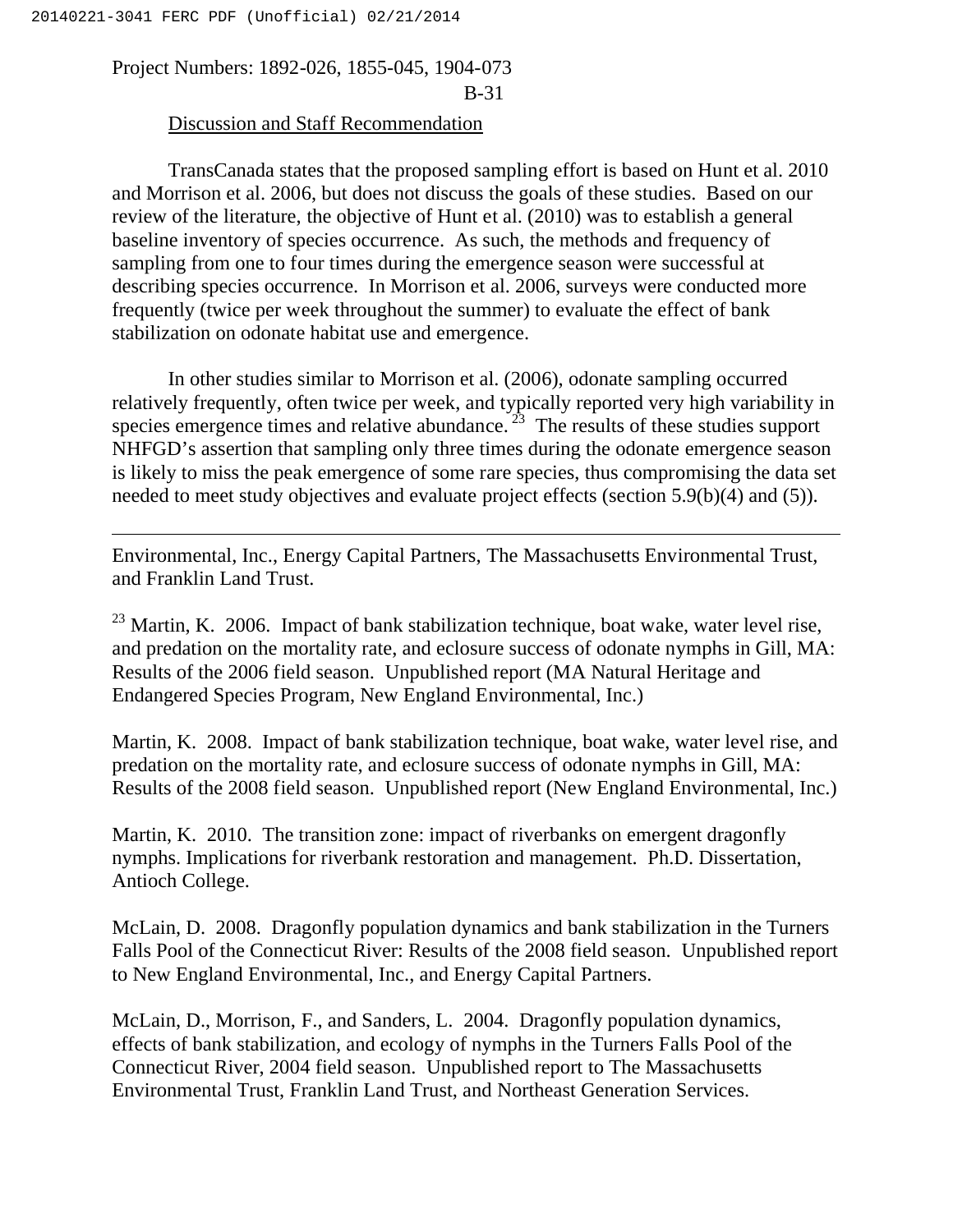Discussion and Staff Recommendation

TransCanada states that the proposed sampling effort is based on Hunt et al. 2010 and Morrison et al. 2006, but does not discuss the goals of these studies. Based on our review of the literature, the objective of Hunt et al. (2010) was to establish a general baseline inventory of species occurrence. As such, the methods and frequency of sampling from one to four times during the emergence season were successful at describing species occurrence. In Morrison et al. 2006, surveys were conducted more frequently (twice per week throughout the summer) to evaluate the effect of bank stabilization on odonate habitat use and emergence.

In other studies similar to Morrison et al. (2006), odonate sampling occurred relatively frequently, often twice per week, and typically reported very high variability in species emergence times and relative abundance.[23] The results of these studies support NHFGD's assertion that sampling only three times during the odonate emergence season is likely to miss the peak emergence of some rare species, thus compromising the data set needed to meet study objectives and evaluate project effects (section 5.9(b)(4) and (5)).

---

Environmental, Inc., Energy Capital Partners, The Massachusetts Environmental Trust, and Franklin Land Trust.

[23] Martin, K. 2006. Impact of bank stabilization technique, boat wake, water level rise, and predation on the mortality rate, and eclosure success of odonate nymphs in Gill, MA: Results of the 2006 field season. Unpublished report (MA Natural Heritage and Endangered Species Program, New England Environmental, Inc.)

Martin, K. 2008. Impact of bank stabilization technique, boat wake, water level rise, and predation on the mortality rate, and eclosure success of odonate nymphs in Gill, MA: Results of the 2008 field season. Unpublished report (New England Environmental, Inc.)

Martin, K. 2010. The transition zone: impact of riverbanks on emergent dragonfly nymphs. Implications for riverbank restoration and management. Ph.D. Dissertation, Antioch College.

McLain, D. 2008. Dragonfly population dynamics and bank stabilization in the Turners Falls Pool of the Connecticut River: Results of the 2008 field season. Unpublished report to New England Environmental, Inc., and Energy Capital Partners.

McLain, D., Morrison, F., and Sanders, L. 2004. Dragonfly population dynamics, effects of bank stabilization, and ecology of nymphs in the Turners Falls Pool of the Connecticut River, 2004 field season. Unpublished report to The Massachusetts Environmental Trust, Franklin Land Trust, and Northeast Generation Services.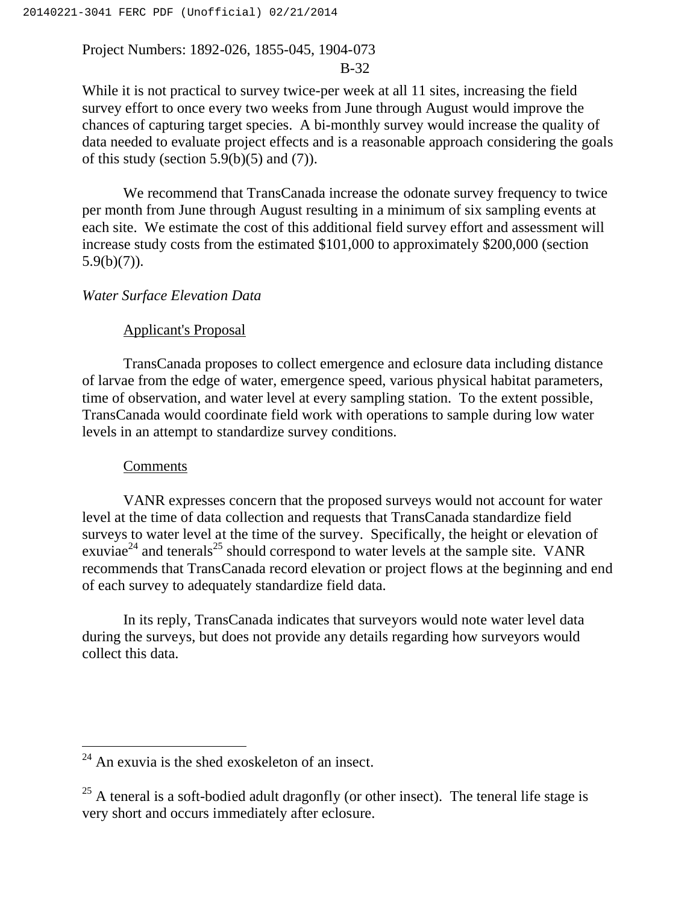While it is not practical to survey twice-per week at all 11 sites, increasing the field survey effort to once every two weeks from June through August would improve the chances of capturing target species. A bi-monthly survey would increase the quality of data needed to evaluate project effects and is a reasonable approach considering the goals of this study (section 5.9(b)(5) and (7)).

We recommend that TransCanada increase the odonate survey frequency to twice per month from June through August resulting in a minimum of six sampling events at each site. We estimate the cost of this additional field survey effort and assessment will increase study costs from the estimated $101,000 to approximately $200,000 (section 5.9(b)(7)).

*Water Surface Elevation Data*

Applicant's Proposal

TransCanada proposes to collect emergence and eclosure data including distance of larvae from the edge of water, emergence speed, various physical habitat parameters, time of observation, and water level at every sampling station. To the extent possible, TransCanada would coordinate field work with operations to sample during low water levels in an attempt to standardize survey conditions.

Comments

VANR expresses concern that the proposed surveys would not account for water level at the time of data collection and requests that TransCanada standardize field surveys to water level at the time of the survey. Specifically, the height or elevation of exuviae[24] and tenerals[25] should correspond to water levels at the sample site. VANR recommends that TransCanada record elevation or project flows at the beginning and end of each survey to adequately standardize field data.

In its reply, TransCanada indicates that surveyors would note water level data during the surveys, but does not provide any details regarding how surveyors would collect this data.

---

[24] An exuvia is the shed exoskeleton of an insect.

[25] A teneral is a soft-bodied adult dragonfly (or other insect). The teneral life stage is very short and occurs immediately after eclosure.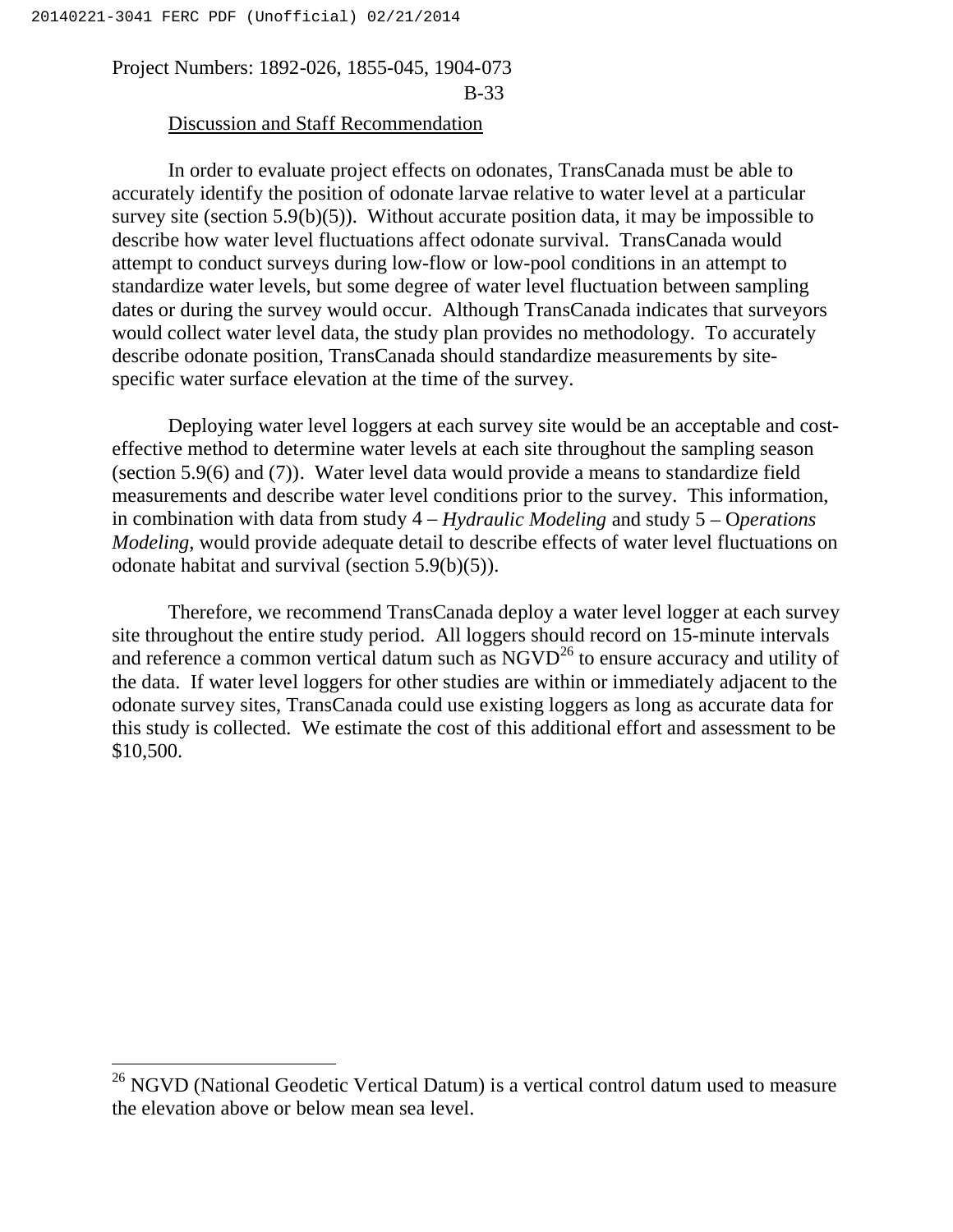Discussion and Staff Recommendation

In order to evaluate project effects on odonates, TransCanada must be able to accurately identify the position of odonate larvae relative to water level at a particular survey site (section 5.9(b)(5)). Without accurate position data, it may be impossible to describe how water level fluctuations affect odonate survival. TransCanada would attempt to conduct surveys during low-flow or low-pool conditions in an attempt to standardize water levels, but some degree of water level fluctuation between sampling dates or during the survey would occur. Although TransCanada indicates that surveyors would collect water level data, the study plan provides no methodology. To accurately describe odonate position, TransCanada should standardize measurements by site-specific water surface elevation at the time of the survey.

Deploying water level loggers at each survey site would be an acceptable and cost-effective method to determine water levels at each site throughout the sampling season (section 5.9(6) and (7)). Water level data would provide a means to standardize field measurements and describe water level conditions prior to the survey. This information, in combination with data from study 4 – *Hydraulic Modeling* and study 5 – O*perations Modeling*, would provide adequate detail to describe effects of water level fluctuations on odonate habitat and survival (section 5.9(b)(5)).

Therefore, we recommend TransCanada deploy a water level logger at each survey site throughout the entire study period. All loggers should record on 15-minute intervals and reference a common vertical datum such as NGVD[26] to ensure accuracy and utility of the data. If water level loggers for other studies are within or immediately adjacent to the odonate survey sites, TransCanada could use existing loggers as long as accurate data for this study is collected. We estimate the cost of this additional effort and assessment to be $10,500.

[26] NGVD (National Geodetic Vertical Datum) is a vertical control datum used to measure the elevation above or below mean sea level.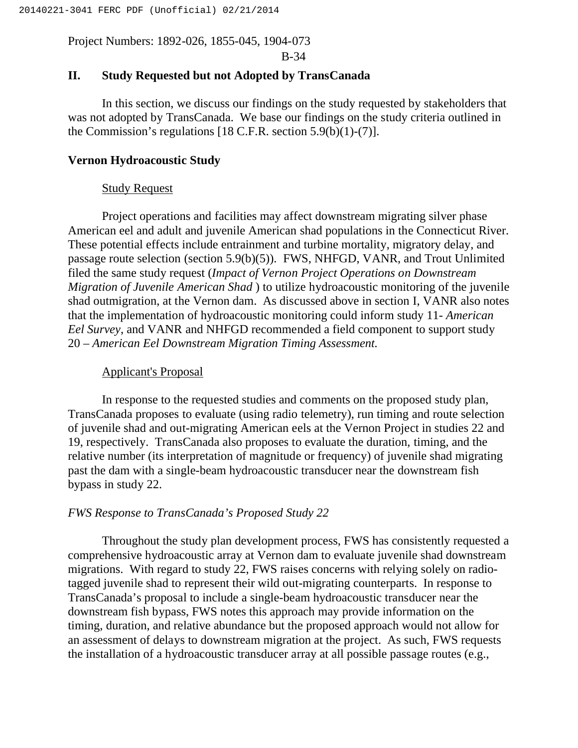Project Numbers: 1892-026, 1855-045, 1904-073

## II. Study Requested but not Adopted by TransCanada

In this section, we discuss our findings on the study requested by stakeholders that was not adopted by TransCanada. We base our findings on the study criteria outlined in the Commission's regulations [18 C.F.R. section 5.9(b)(1)-(7)].

### Vernon Hydroacoustic Study

Study Request

Project operations and facilities may affect downstream migrating silver phase American eel and adult and juvenile American shad populations in the Connecticut River. These potential effects include entrainment and turbine mortality, migratory delay, and passage route selection (section 5.9(b)(5)). FWS, NHFGD, VANR, and Trout Unlimited filed the same study request (*Impact of Vernon Project Operations on Downstream Migration of Juvenile American Shad* ) to utilize hydroacoustic monitoring of the juvenile shad outmigration, at the Vernon dam. As discussed above in section I, VANR also notes that the implementation of hydroacoustic monitoring could inform study 11- *American Eel Survey*, and VANR and NHFGD recommended a field component to support study 20 – *American Eel Downstream Migration Timing Assessment.*

Applicant's Proposal

In response to the requested studies and comments on the proposed study plan, TransCanada proposes to evaluate (using radio telemetry), run timing and route selection of juvenile shad and out-migrating American eels at the Vernon Project in studies 22 and 19, respectively. TransCanada also proposes to evaluate the duration, timing, and the relative number (its interpretation of magnitude or frequency) of juvenile shad migrating past the dam with a single-beam hydroacoustic transducer near the downstream fish bypass in study 22.

*FWS Response to TransCanada's Proposed Study 22*

Throughout the study plan development process, FWS has consistently requested a comprehensive hydroacoustic array at Vernon dam to evaluate juvenile shad downstream migrations. With regard to study 22, FWS raises concerns with relying solely on radio-tagged juvenile shad to represent their wild out-migrating counterparts. In response to TransCanada's proposal to include a single-beam hydroacoustic transducer near the downstream fish bypass, FWS notes this approach may provide information on the timing, duration, and relative abundance but the proposed approach would not allow for an assessment of delays to downstream migration at the project. As such, FWS requests the installation of a hydroacoustic transducer array at all possible passage routes (e.g.,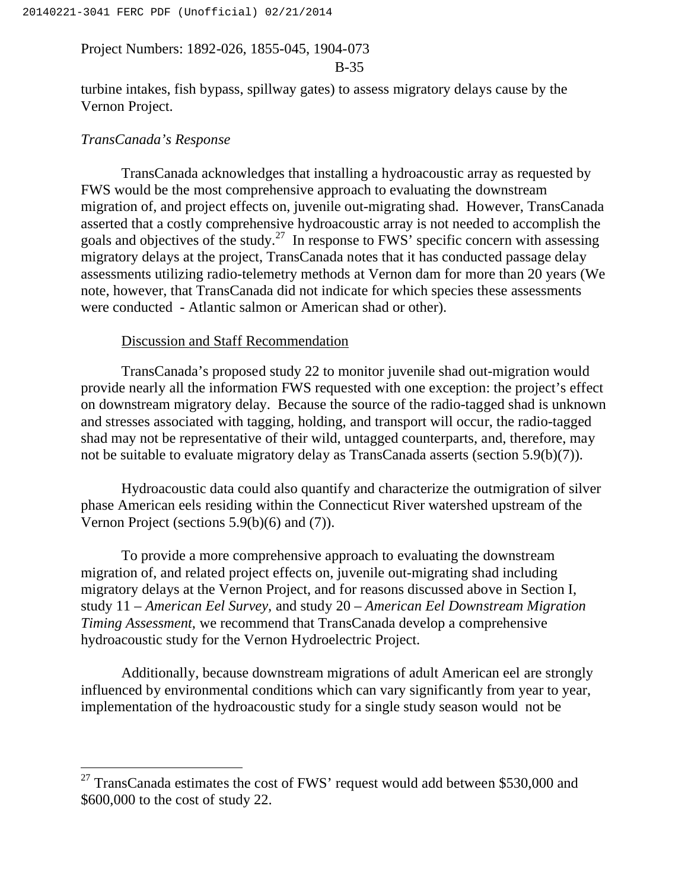turbine intakes, fish bypass, spillway gates) to assess migratory delays cause by the Vernon Project.

*TransCanada's Response*

TransCanada acknowledges that installing a hydroacoustic array as requested by FWS would be the most comprehensive approach to evaluating the downstream migration of, and project effects on, juvenile out-migrating shad. However, TransCanada asserted that a costly comprehensive hydroacoustic array is not needed to accomplish the goals and objectives of the study.[27] In response to FWS' specific concern with assessing migratory delays at the project, TransCanada notes that it has conducted passage delay assessments utilizing radio-telemetry methods at Vernon dam for more than 20 years (We note, however, that TransCanada did not indicate for which species these assessments were conducted - Atlantic salmon or American shad or other).

Discussion and Staff Recommendation

TransCanada's proposed study 22 to monitor juvenile shad out-migration would provide nearly all the information FWS requested with one exception: the project's effect on downstream migratory delay. Because the source of the radio-tagged shad is unknown and stresses associated with tagging, holding, and transport will occur, the radio-tagged shad may not be representative of their wild, untagged counterparts, and, therefore, may not be suitable to evaluate migratory delay as TransCanada asserts (section 5.9(b)(7)).

Hydroacoustic data could also quantify and characterize the outmigration of silver phase American eels residing within the Connecticut River watershed upstream of the Vernon Project (sections 5.9(b)(6) and (7)).

To provide a more comprehensive approach to evaluating the downstream migration of, and related project effects on, juvenile out-migrating shad including migratory delays at the Vernon Project, and for reasons discussed above in Section I, study 11 – *American Eel Survey,* and study 20 – *American Eel Downstream Migration Timing Assessment,* we recommend that TransCanada develop a comprehensive hydroacoustic study for the Vernon Hydroelectric Project.

Additionally, because downstream migrations of adult American eel are strongly influenced by environmental conditions which can vary significantly from year to year, implementation of the hydroacoustic study for a single study season would not be

[27] TransCanada estimates the cost of FWS' request would add between $530,000 and $600,000 to the cost of study 22.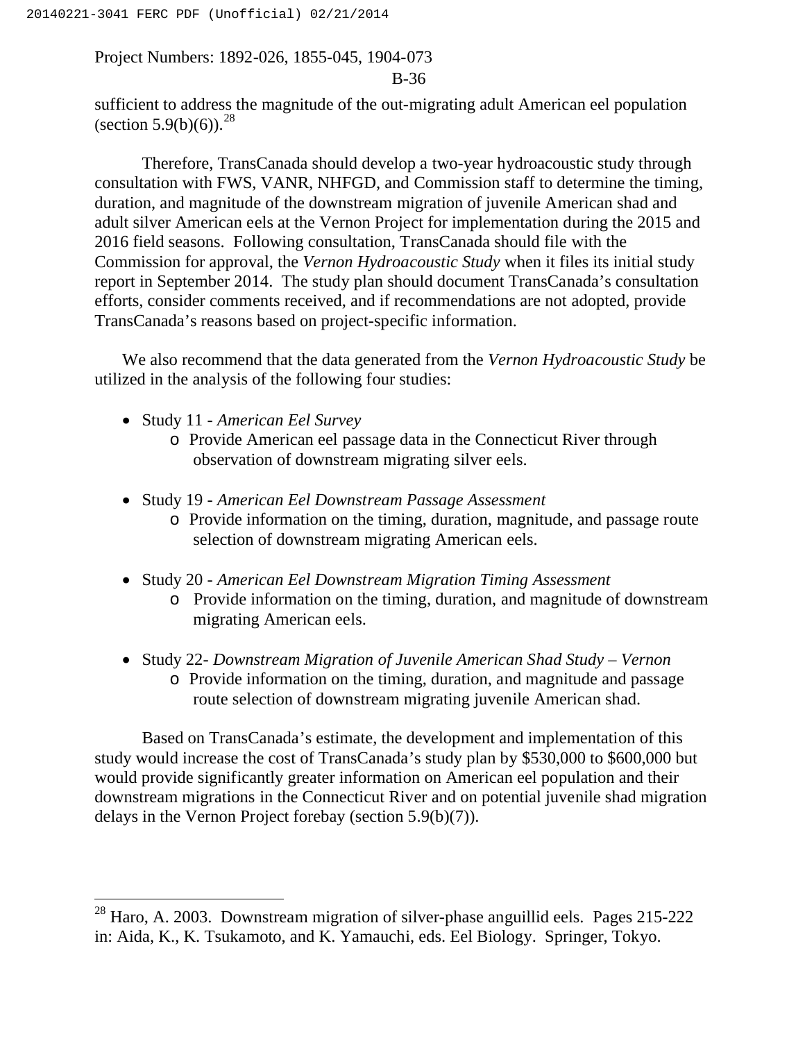sufficient to address the magnitude of the out-migrating adult American eel population (section 5.9(b)(6)).[28]

Therefore, TransCanada should develop a two-year hydroacoustic study through consultation with FWS, VANR, NHFGD, and Commission staff to determine the timing, duration, and magnitude of the downstream migration of juvenile American shad and adult silver American eels at the Vernon Project for implementation during the 2015 and 2016 field seasons. Following consultation, TransCanada should file with the Commission for approval, the *Vernon Hydroacoustic Study* when it files its initial study report in September 2014. The study plan should document TransCanada's consultation efforts, consider comments received, and if recommendations are not adopted, provide TransCanada's reasons based on project-specific information.

We also recommend that the data generated from the *Vernon Hydroacoustic Study* be utilized in the analysis of the following four studies:

- Study 11 - *American Eel Survey*
  - Provide American eel passage data in the Connecticut River through observation of downstream migrating silver eels.
- Study 19 - *American Eel Downstream Passage Assessment*
  - Provide information on the timing, duration, magnitude, and passage route selection of downstream migrating American eels.
- Study 20 - *American Eel Downstream Migration Timing Assessment*
  - Provide information on the timing, duration, and magnitude of downstream migrating American eels.
- Study 22- *Downstream Migration of Juvenile American Shad Study – Vernon*
  - Provide information on the timing, duration, and magnitude and passage route selection of downstream migrating juvenile American shad.

Based on TransCanada's estimate, the development and implementation of this study would increase the cost of TransCanada's study plan by $530,000 to $600,000 but would provide significantly greater information on American eel population and their downstream migrations in the Connecticut River and on potential juvenile shad migration delays in the Vernon Project forebay (section 5.9(b)(7)).

---

[28] Haro, A. 2003. Downstream migration of silver-phase anguillid eels. Pages 215-222 in: Aida, K., K. Tsukamoto, and K. Yamauchi, eds. Eel Biology. Springer, Tokyo.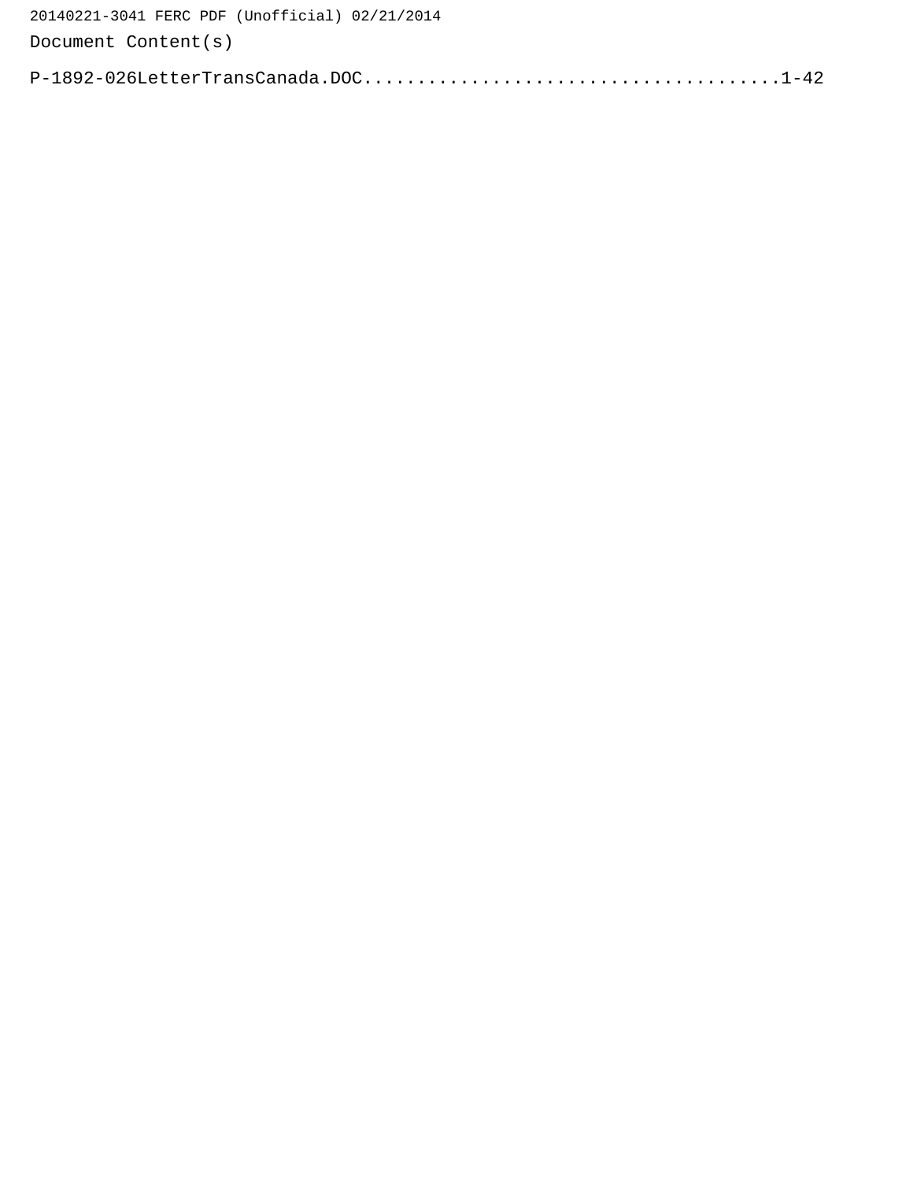20140221-3041 FERC PDF (Unofficial) 02/21/2014

Document Content(s)

P-1892-026LetterTransCanada.DOC.......................................1-42